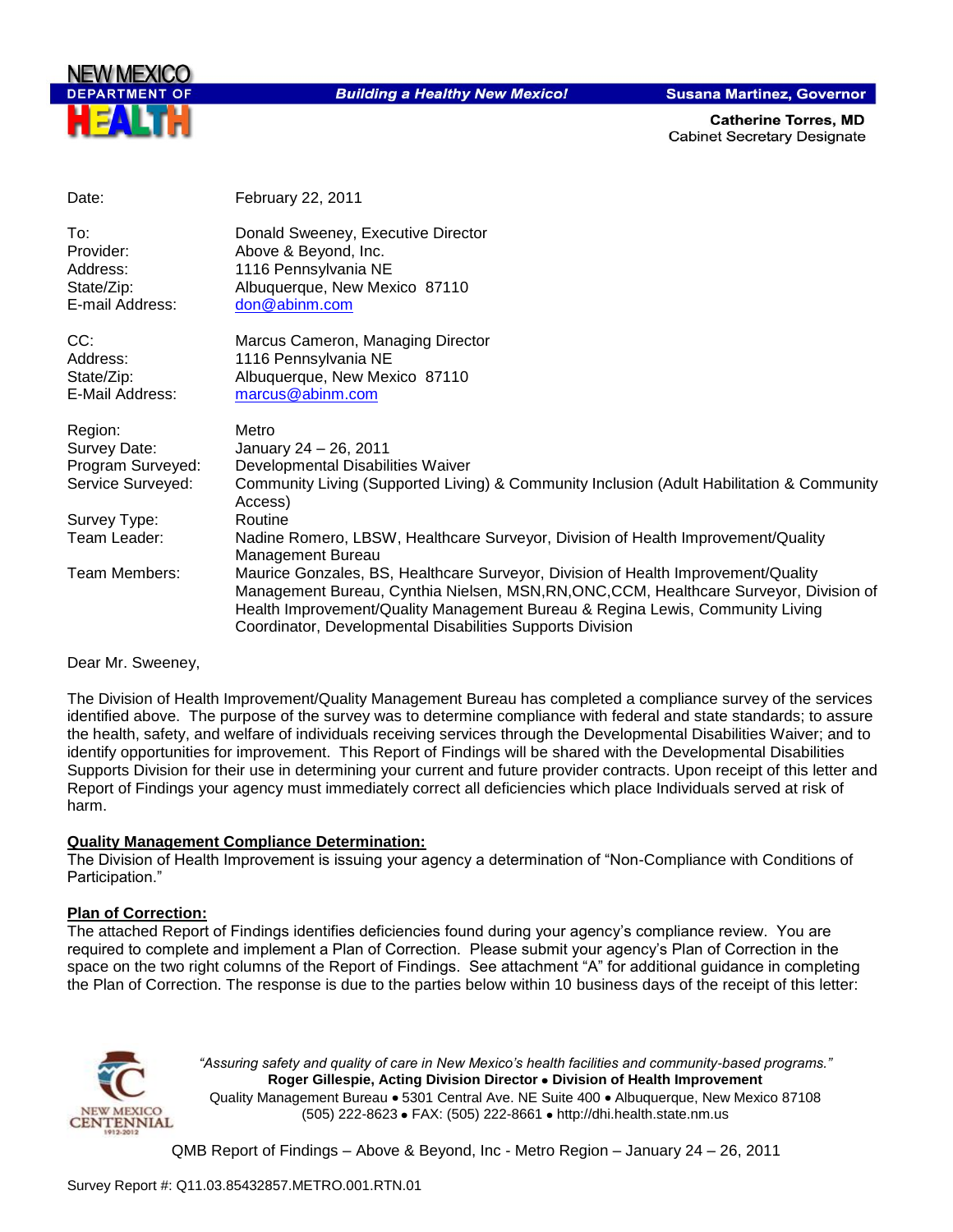NEW MEXICO DEPARTMENT OF HEALTH

*Building a Healthy New Mexico!*

**Susana Martinez, Governor**

**Catherine Torres, MD**
Cabinet Secretary Designate

| | |
|---|---|
| Date: | February 22, 2011 |
| To: | Donald Sweeney, Executive Director |
| Provider: | Above & Beyond, Inc. |
| Address: | 1116 Pennsylvania NE |
| State/Zip: | Albuquerque, New Mexico 87110 |
| E-mail Address: | don@abinm.com |
| CC: | Marcus Cameron, Managing Director |
| Address: | 1116 Pennsylvania NE |
| State/Zip: | Albuquerque, New Mexico 87110 |
| E-Mail Address: | marcus@abinm.com |
| Region: | Metro |
| Survey Date: | January 24 – 26, 2011 |
| Program Surveyed: | Developmental Disabilities Waiver |
| Service Surveyed: | Community Living (Supported Living) & Community Inclusion (Adult Habilitation & Community Access) |
| Survey Type: | Routine |
| Team Leader: | Nadine Romero, LBSW, Healthcare Surveyor, Division of Health Improvement/Quality Management Bureau |
| Team Members: | Maurice Gonzales, BS, Healthcare Surveyor, Division of Health Improvement/Quality Management Bureau, Cynthia Nielsen, MSN,RN,ONC,CCM, Healthcare Surveyor, Division of Health Improvement/Quality Management Bureau & Regina Lewis, Community Living Coordinator, Developmental Disabilities Supports Division |

Dear Mr. Sweeney,

The Division of Health Improvement/Quality Management Bureau has completed a compliance survey of the services identified above. The purpose of the survey was to determine compliance with federal and state standards; to assure the health, safety, and welfare of individuals receiving services through the Developmental Disabilities Waiver; and to identify opportunities for improvement. This Report of Findings will be shared with the Developmental Disabilities Supports Division for their use in determining your current and future provider contracts. Upon receipt of this letter and Report of Findings your agency must immediately correct all deficiencies which place Individuals served at risk of harm.

**Quality Management Compliance Determination:**

The Division of Health Improvement is issuing your agency a determination of "Non-Compliance with Conditions of Participation."

**Plan of Correction:**

The attached Report of Findings identifies deficiencies found during your agency's compliance review. You are required to complete and implement a Plan of Correction. Please submit your agency's Plan of Correction in the space on the two right columns of the Report of Findings. See attachment "A" for additional guidance in completing the Plan of Correction. The response is due to the parties below within 10 business days of the receipt of this letter:

*"Assuring safety and quality of care in New Mexico's health facilities and community-based programs."*
**Roger Gillespie, Acting Division Director • Division of Health Improvement**
Quality Management Bureau • 5301 Central Ave. NE Suite 400 • Albuquerque, New Mexico 87108
(505) 222-8623 • FAX: (505) 222-8661 • http://dhi.health.state.nm.us

QMB Report of Findings – Above & Beyond, Inc - Metro Region – January 24 – 26, 2011

Survey Report #: Q11.03.85432857.METRO.001.RTN.01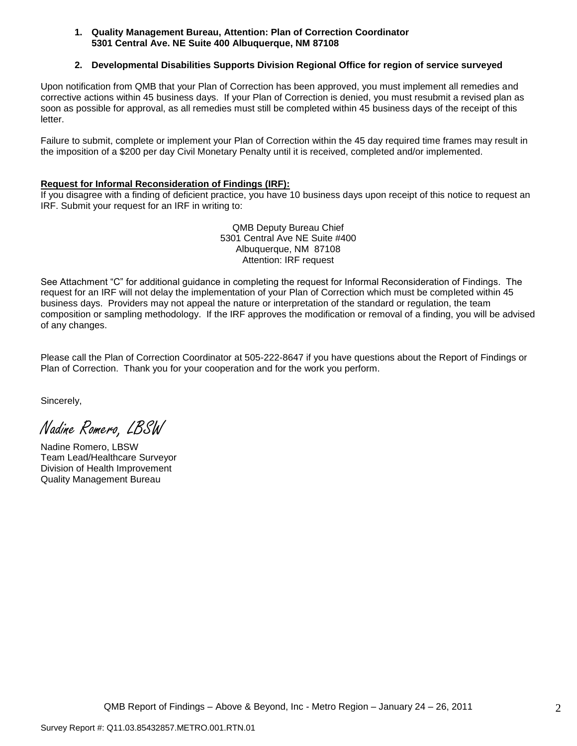1. **Quality Management Bureau, Attention: Plan of Correction Coordinator 5301 Central Ave. NE Suite 400 Albuquerque, NM 87108**

2. **Developmental Disabilities Supports Division Regional Office for region of service surveyed**

Upon notification from QMB that your Plan of Correction has been approved, you must implement all remedies and corrective actions within 45 business days. If your Plan of Correction is denied, you must resubmit a revised plan as soon as possible for approval, as all remedies must still be completed within 45 business days of the receipt of this letter.

Failure to submit, complete or implement your Plan of Correction within the 45 day required time frames may result in the imposition of a $200 per day Civil Monetary Penalty until it is received, completed and/or implemented.

**Request for Informal Reconsideration of Findings (IRF):**

If you disagree with a finding of deficient practice, you have 10 business days upon receipt of this notice to request an IRF. Submit your request for an IRF in writing to:

QMB Deputy Bureau Chief
5301 Central Ave NE Suite #400
Albuquerque, NM 87108
Attention: IRF request

See Attachment "C" for additional guidance in completing the request for Informal Reconsideration of Findings. The request for an IRF will not delay the implementation of your Plan of Correction which must be completed within 45 business days. Providers may not appeal the nature or interpretation of the standard or regulation, the team composition or sampling methodology. If the IRF approves the modification or removal of a finding, you will be advised of any changes.

Please call the Plan of Correction Coordinator at 505-222-8647 if you have questions about the Report of Findings or Plan of Correction. Thank you for your cooperation and for the work you perform.

Sincerely,

*Nadine Romero, LBSW*

Nadine Romero, LBSW
Team Lead/Healthcare Surveyor
Division of Health Improvement
Quality Management Bureau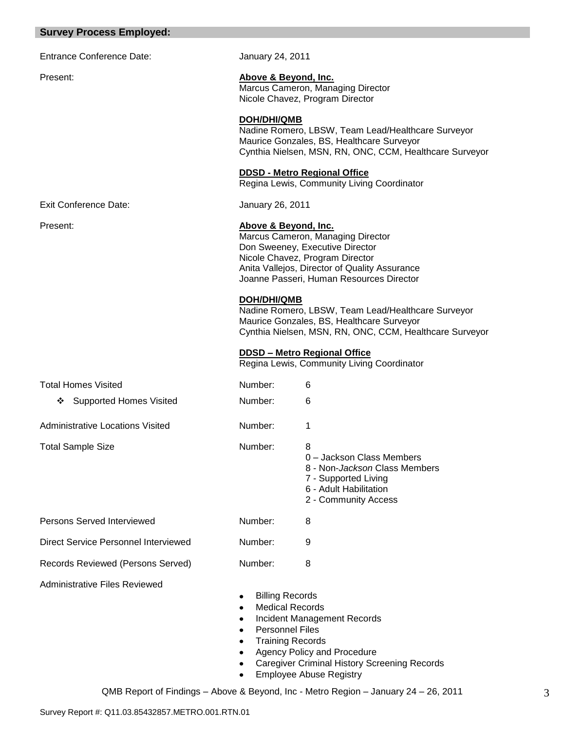## Survey Process Employed:

Entrance Conference Date: January 24, 2011

Present:

**Above & Beyond, Inc.**
Marcus Cameron, Managing Director
Nicole Chavez, Program Director

**DOH/DHI/QMB**
Nadine Romero, LBSW, Team Lead/Healthcare Surveyor
Maurice Gonzales, BS, Healthcare Surveyor
Cynthia Nielsen, MSN, RN, ONC, CCM, Healthcare Surveyor

**DDSD - Metro Regional Office**
Regina Lewis, Community Living Coordinator

Exit Conference Date: January 26, 2011

Present:

**Above & Beyond, Inc.**
Marcus Cameron, Managing Director
Don Sweeney, Executive Director
Nicole Chavez, Program Director
Anita Vallejos, Director of Quality Assurance
Joanne Passeri, Human Resources Director

**DOH/DHI/QMB**
Nadine Romero, LBSW, Team Lead/Healthcare Surveyor
Maurice Gonzales, BS, Healthcare Surveyor
Cynthia Nielsen, MSN, RN, ONC, CCM, Healthcare Surveyor

**DDSD – Metro Regional Office**
Regina Lewis, Community Living Coordinator

Total Homes Visited — Number: 6

- ❖ Supported Homes Visited — Number: 6

Administrative Locations Visited — Number: 1

Total Sample Size — Number: 8

- 0 – Jackson Class Members
- 8 - Non-*Jackson* Class Members
- 7 - Supported Living
- 6 - Adult Habilitation
- 2 - Community Access

Persons Served Interviewed — Number: 8

Direct Service Personnel Interviewed — Number: 9

Records Reviewed (Persons Served) — Number: 8

Administrative Files Reviewed

- Billing Records
- Medical Records
- Incident Management Records
- Personnel Files
- Training Records
- Agency Policy and Procedure
- Caregiver Criminal History Screening Records
- Employee Abuse Registry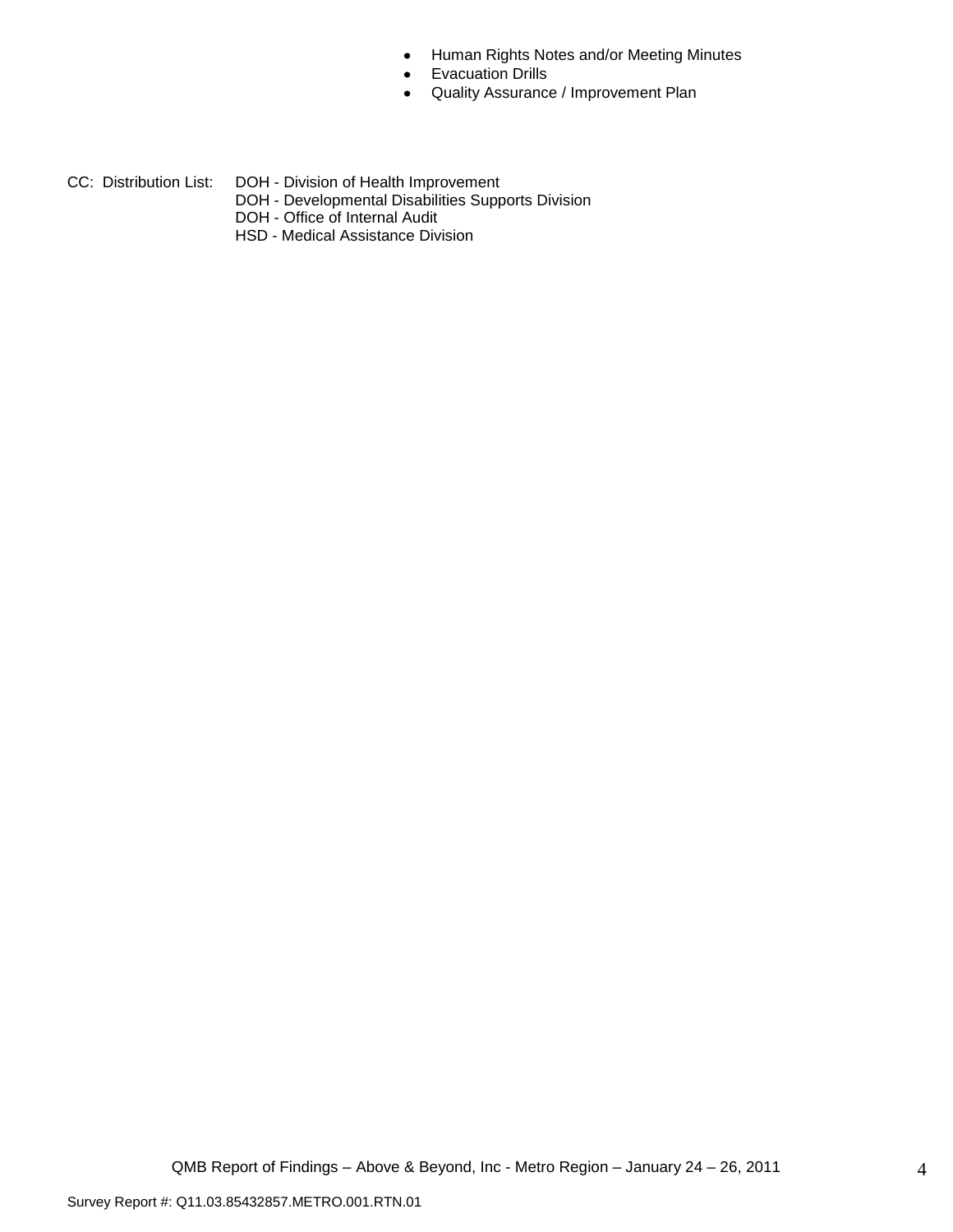- Human Rights Notes and/or Meeting Minutes
- Evacuation Drills
- Quality Assurance / Improvement Plan

CC: Distribution List: DOH - Division of Health Improvement
DOH - Developmental Disabilities Supports Division
DOH - Office of Internal Audit
HSD - Medical Assistance Division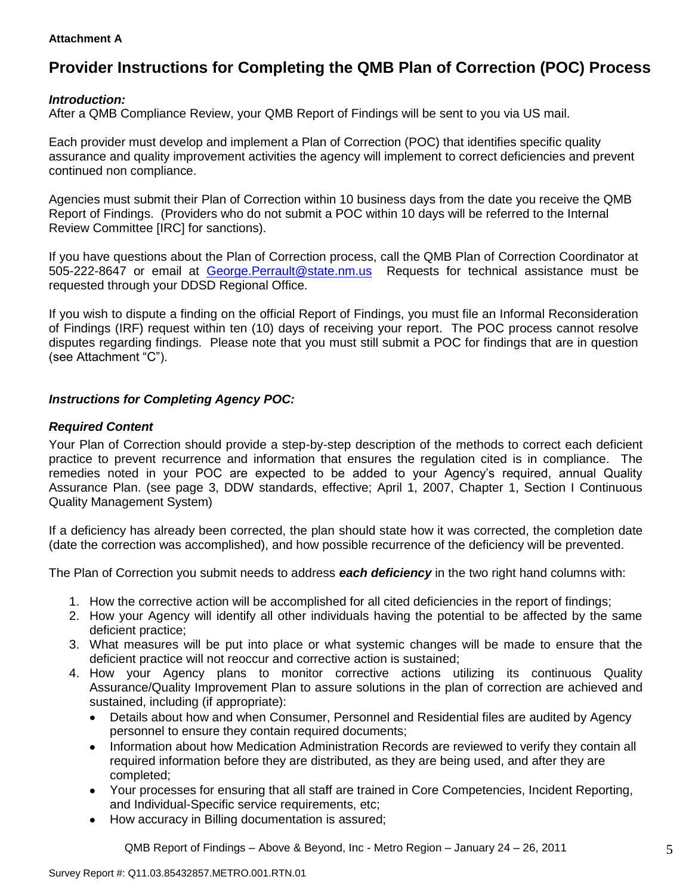**Attachment A**

# Provider Instructions for Completing the QMB Plan of Correction (POC) Process

***Introduction:***
After a QMB Compliance Review, your QMB Report of Findings will be sent to you via US mail.

Each provider must develop and implement a Plan of Correction (POC) that identifies specific quality assurance and quality improvement activities the agency will implement to correct deficiencies and prevent continued non compliance.

Agencies must submit their Plan of Correction within 10 business days from the date you receive the QMB Report of Findings. (Providers who do not submit a POC within 10 days will be referred to the Internal Review Committee [IRC] for sanctions).

If you have questions about the Plan of Correction process, call the QMB Plan of Correction Coordinator at 505-222-8647 or email at George.Perrault@state.nm.us Requests for technical assistance must be requested through your DDSD Regional Office.

If you wish to dispute a finding on the official Report of Findings, you must file an Informal Reconsideration of Findings (IRF) request within ten (10) days of receiving your report. The POC process cannot resolve disputes regarding findings. Please note that you must still submit a POC for findings that are in question (see Attachment "C").

***Instructions for Completing Agency POC:***

***Required Content***
Your Plan of Correction should provide a step-by-step description of the methods to correct each deficient practice to prevent recurrence and information that ensures the regulation cited is in compliance. The remedies noted in your POC are expected to be added to your Agency's required, annual Quality Assurance Plan. (see page 3, DDW standards, effective; April 1, 2007, Chapter 1, Section I Continuous Quality Management System)

If a deficiency has already been corrected, the plan should state how it was corrected, the completion date (date the correction was accomplished), and how possible recurrence of the deficiency will be prevented.

The Plan of Correction you submit needs to address ***each deficiency*** in the two right hand columns with:

1. How the corrective action will be accomplished for all cited deficiencies in the report of findings;
2. How your Agency will identify all other individuals having the potential to be affected by the same deficient practice;
3. What measures will be put into place or what systemic changes will be made to ensure that the deficient practice will not reoccur and corrective action is sustained;
4. How your Agency plans to monitor corrective actions utilizing its continuous Quality Assurance/Quality Improvement Plan to assure solutions in the plan of correction are achieved and sustained, including (if appropriate):
   - Details about how and when Consumer, Personnel and Residential files are audited by Agency personnel to ensure they contain required documents;
   - Information about how Medication Administration Records are reviewed to verify they contain all required information before they are distributed, as they are being used, and after they are completed;
   - Your processes for ensuring that all staff are trained in Core Competencies, Incident Reporting, and Individual-Specific service requirements, etc;
   - How accuracy in Billing documentation is assured;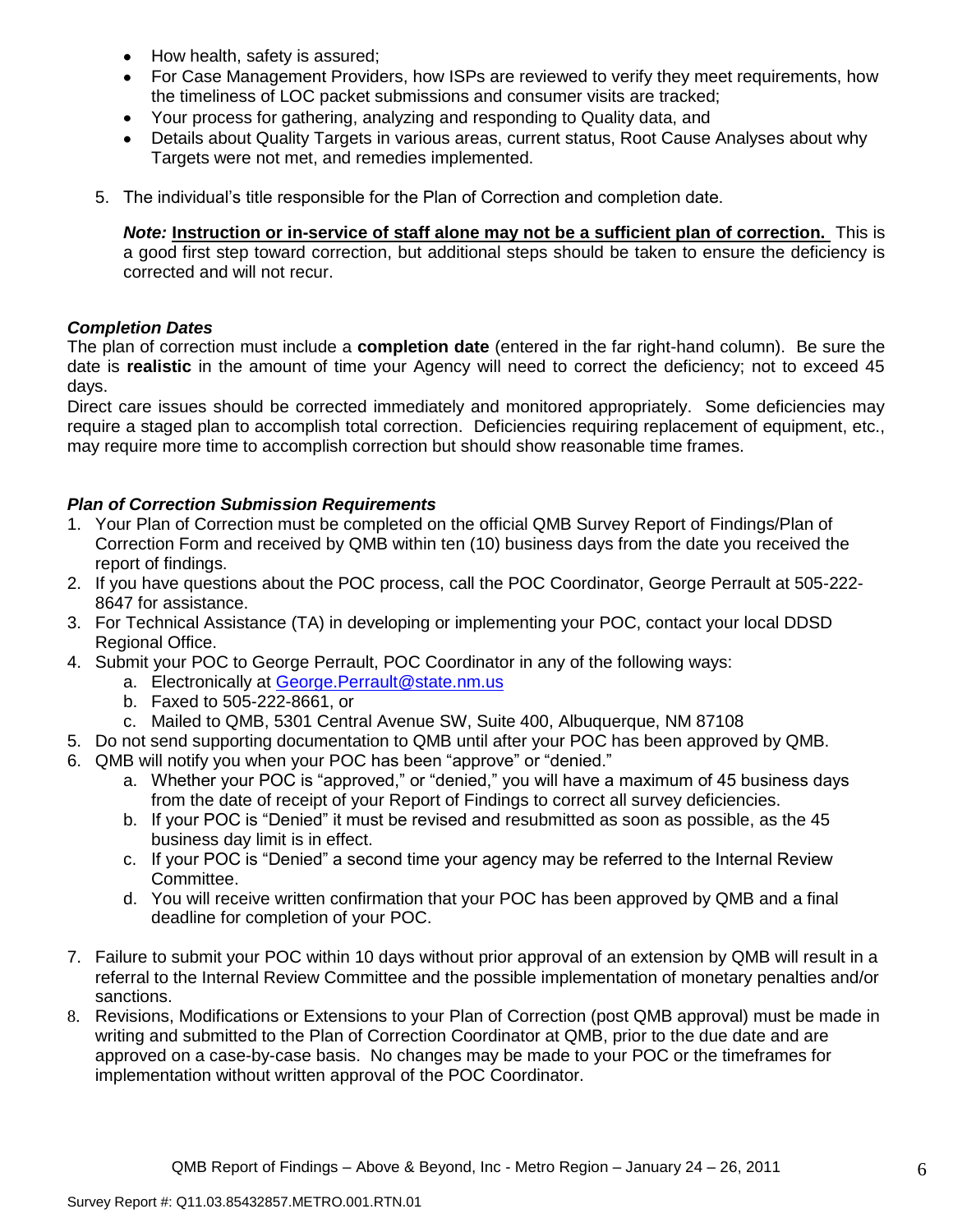- How health, safety is assured;
- For Case Management Providers, how ISPs are reviewed to verify they meet requirements, how the timeliness of LOC packet submissions and consumer visits are tracked;
- Your process for gathering, analyzing and responding to Quality data, and
- Details about Quality Targets in various areas, current status, Root Cause Analyses about why Targets were not met, and remedies implemented.

5. The individual's title responsible for the Plan of Correction and completion date.

   ***Note:*** **Instruction or in-service of staff alone may not be a sufficient plan of correction.** This is a good first step toward correction, but additional steps should be taken to ensure the deficiency is corrected and will not recur.

***Completion Dates***

The plan of correction must include a **completion date** (entered in the far right-hand column). Be sure the date is **realistic** in the amount of time your Agency will need to correct the deficiency; not to exceed 45 days.

Direct care issues should be corrected immediately and monitored appropriately. Some deficiencies may require a staged plan to accomplish total correction. Deficiencies requiring replacement of equipment, etc., may require more time to accomplish correction but should show reasonable time frames.

***Plan of Correction Submission Requirements***

1. Your Plan of Correction must be completed on the official QMB Survey Report of Findings/Plan of Correction Form and received by QMB within ten (10) business days from the date you received the report of findings.
2. If you have questions about the POC process, call the POC Coordinator, George Perrault at 505-222-8647 for assistance.
3. For Technical Assistance (TA) in developing or implementing your POC, contact your local DDSD Regional Office.
4. Submit your POC to George Perrault, POC Coordinator in any of the following ways:
   a. Electronically at George.Perrault@state.nm.us
   b. Faxed to 505-222-8661, or
   c. Mailed to QMB, 5301 Central Avenue SW, Suite 400, Albuquerque, NM 87108
5. Do not send supporting documentation to QMB until after your POC has been approved by QMB.
6. QMB will notify you when your POC has been "approve" or "denied."
   a. Whether your POC is "approved," or "denied," you will have a maximum of 45 business days from the date of receipt of your Report of Findings to correct all survey deficiencies.
   b. If your POC is "Denied" it must be revised and resubmitted as soon as possible, as the 45 business day limit is in effect.
   c. If your POC is "Denied" a second time your agency may be referred to the Internal Review Committee.
   d. You will receive written confirmation that your POC has been approved by QMB and a final deadline for completion of your POC.
7. Failure to submit your POC within 10 days without prior approval of an extension by QMB will result in a referral to the Internal Review Committee and the possible implementation of monetary penalties and/or sanctions.
8. Revisions, Modifications or Extensions to your Plan of Correction (post QMB approval) must be made in writing and submitted to the Plan of Correction Coordinator at QMB, prior to the due date and are approved on a case-by-case basis. No changes may be made to your POC or the timeframes for implementation without written approval of the POC Coordinator.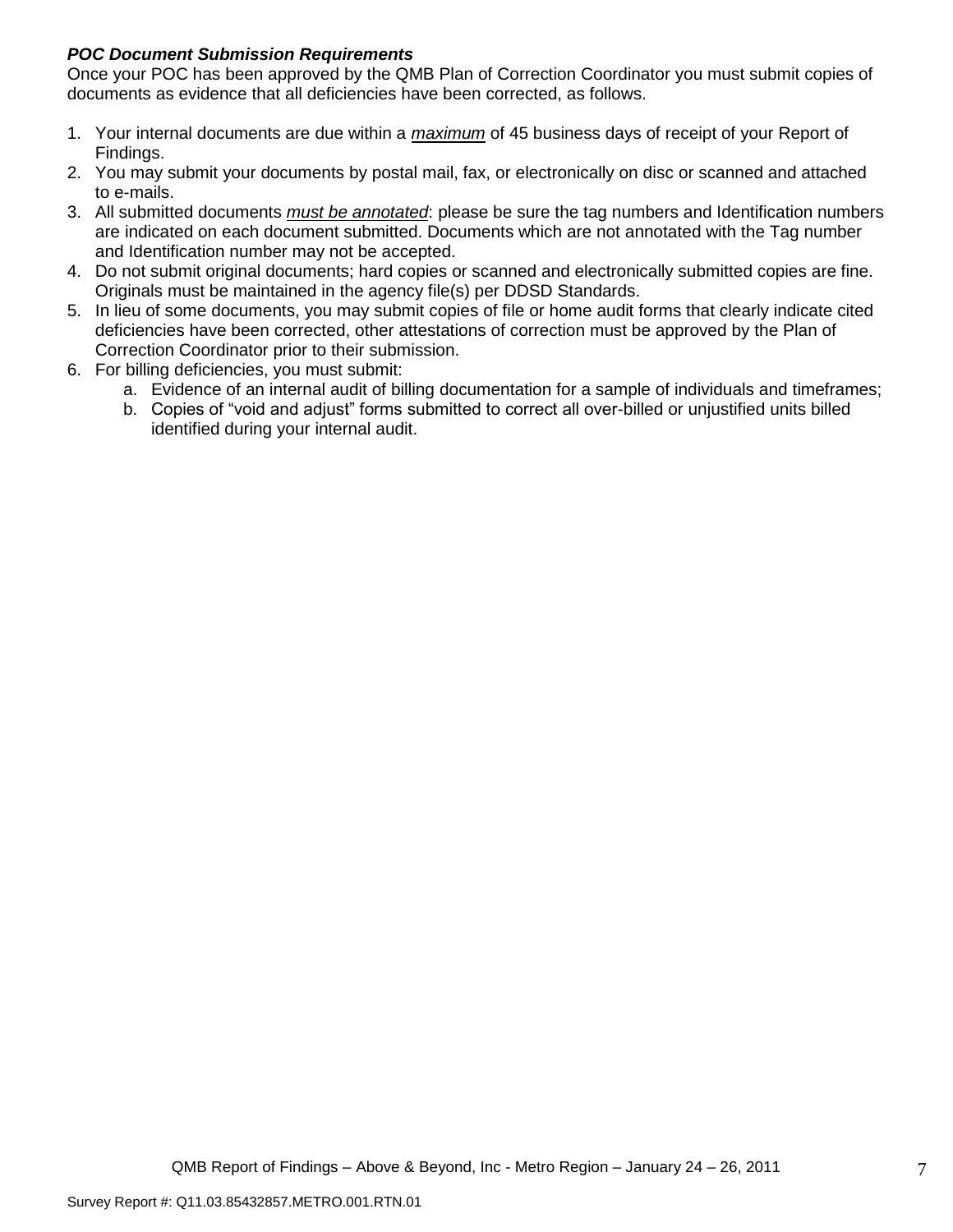***POC Document Submission Requirements***

Once your POC has been approved by the QMB Plan of Correction Coordinator you must submit copies of documents as evidence that all deficiencies have been corrected, as follows.

1. Your internal documents are due within a ***maximum*** of 45 business days of receipt of your Report of Findings.
2. You may submit your documents by postal mail, fax, or electronically on disc or scanned and attached to e-mails.
3. All submitted documents ***must be annotated***: please be sure the tag numbers and Identification numbers are indicated on each document submitted. Documents which are not annotated with the Tag number and Identification number may not be accepted.
4. Do not submit original documents; hard copies or scanned and electronically submitted copies are fine. Originals must be maintained in the agency file(s) per DDSD Standards.
5. In lieu of some documents, you may submit copies of file or home audit forms that clearly indicate cited deficiencies have been corrected, other attestations of correction must be approved by the Plan of Correction Coordinator prior to their submission.
6. For billing deficiencies, you must submit:
   a. Evidence of an internal audit of billing documentation for a sample of individuals and timeframes;
   b. Copies of "void and adjust" forms submitted to correct all over-billed or unjustified units billed identified during your internal audit.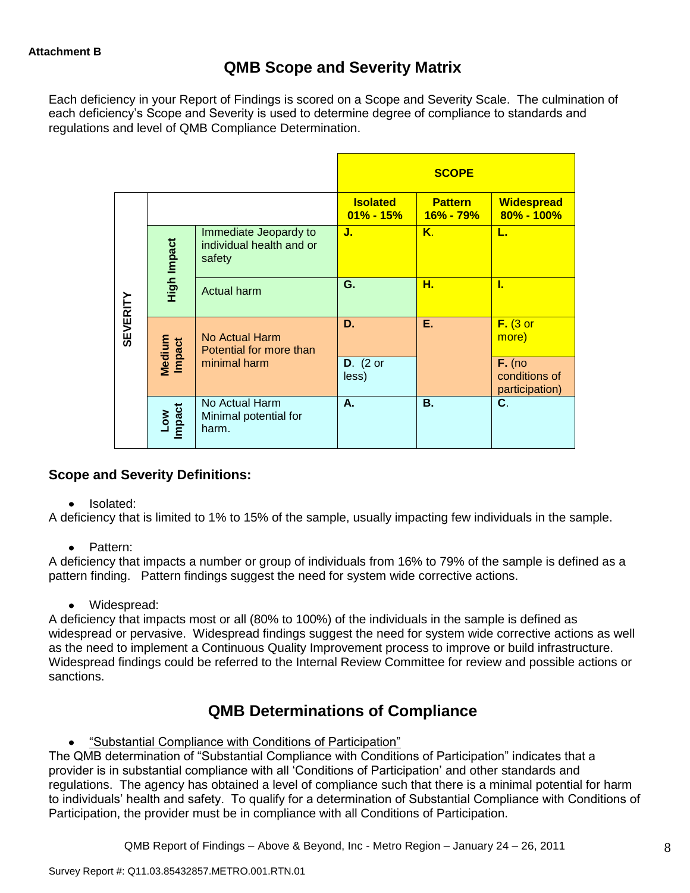**Attachment B**

# QMB Scope and Severity Matrix

Each deficiency in your Report of Findings is scored on a Scope and Severity Scale. The culmination of each deficiency's Scope and Severity is used to determine degree of compliance to standards and regulations and level of QMB Compliance Determination.

| | | | SCOPE | | |
|---|---|---|---|---|---|
| | | | **Isolated 01% - 15%** | **Pattern 16% - 79%** | **Widespread 80% - 100%** |
| SEVERITY | High Impact | Immediate Jeopardy to individual health and or safety | **J.** | **K.** | **L.** |
| | | Actual harm | **G.** | **H.** | **I.** |
| | Medium Impact | No Actual Harm Potential for more than minimal harm | **D.** | **E.** | **F.** (3 or more) |
| | | | **D.** (2 or less) | | **F.** (no conditions of participation) |
| | Low Impact | No Actual Harm Minimal potential for harm. | **A.** | **B.** | **C.** |

### Scope and Severity Definitions:

- Isolated:

A deficiency that is limited to 1% to 15% of the sample, usually impacting few individuals in the sample.

- Pattern:

A deficiency that impacts a number or group of individuals from 16% to 79% of the sample is defined as a pattern finding. Pattern findings suggest the need for system wide corrective actions.

- Widespread:

A deficiency that impacts most or all (80% to 100%) of the individuals in the sample is defined as widespread or pervasive. Widespread findings suggest the need for system wide corrective actions as well as the need to implement a Continuous Quality Improvement process to improve or build infrastructure. Widespread findings could be referred to the Internal Review Committee for review and possible actions or sanctions.

## QMB Determinations of Compliance

- "Substantial Compliance with Conditions of Participation"

The QMB determination of "Substantial Compliance with Conditions of Participation" indicates that a provider is in substantial compliance with all 'Conditions of Participation' and other standards and regulations. The agency has obtained a level of compliance such that there is a minimal potential for harm to individuals' health and safety. To qualify for a determination of Substantial Compliance with Conditions of Participation, the provider must be in compliance with all Conditions of Participation.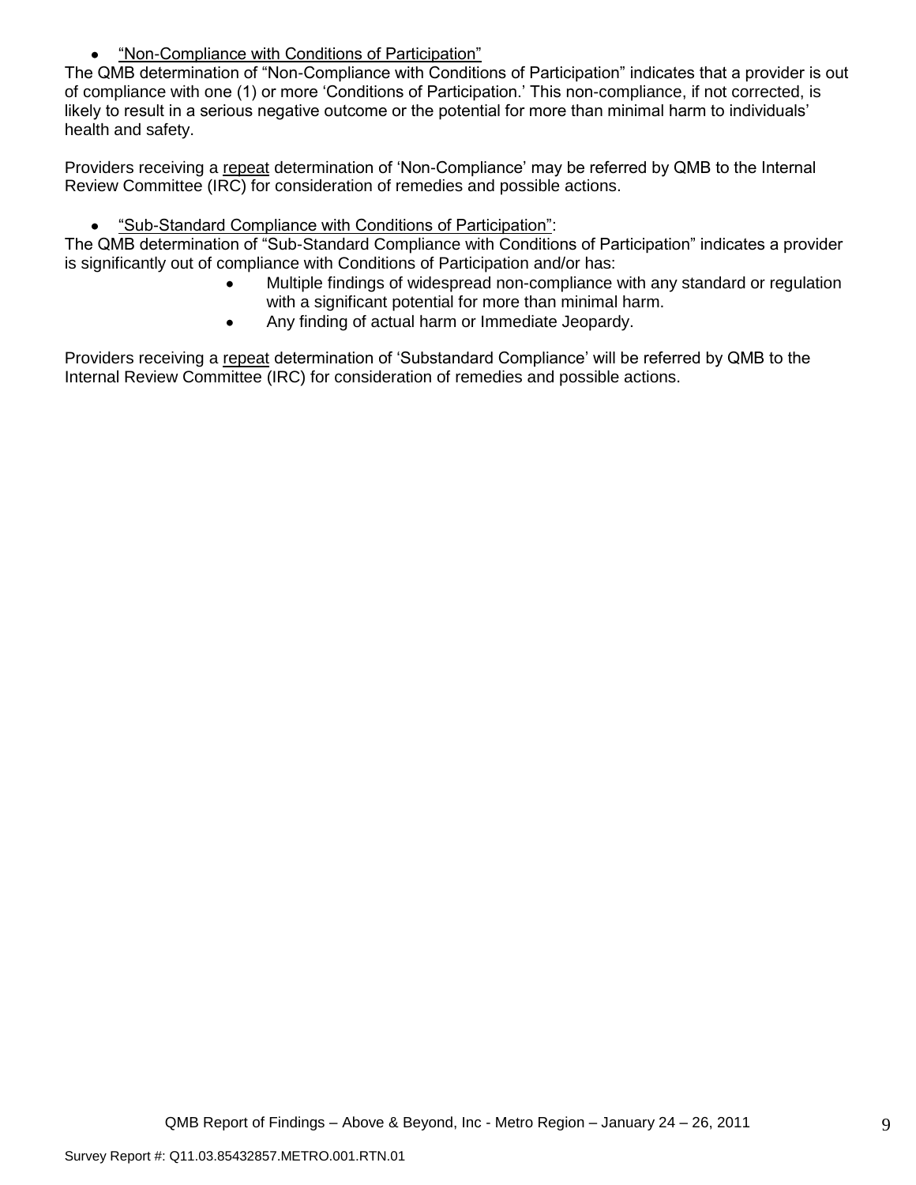- <u>"Non-Compliance with Conditions of Participation"</u>

The QMB determination of "Non-Compliance with Conditions of Participation" indicates that a provider is out of compliance with one (1) or more 'Conditions of Participation.' This non-compliance, if not corrected, is likely to result in a serious negative outcome or the potential for more than minimal harm to individuals' health and safety.

Providers receiving a <u>repeat</u> determination of 'Non-Compliance' may be referred by QMB to the Internal Review Committee (IRC) for consideration of remedies and possible actions.

- <u>"Sub-Standard Compliance with Conditions of Participation"</u>:

The QMB determination of "Sub-Standard Compliance with Conditions of Participation" indicates a provider is significantly out of compliance with Conditions of Participation and/or has:

- Multiple findings of widespread non-compliance with any standard or regulation with a significant potential for more than minimal harm.
- Any finding of actual harm or Immediate Jeopardy.

Providers receiving a <u>repeat</u> determination of 'Substandard Compliance' will be referred by QMB to the Internal Review Committee (IRC) for consideration of remedies and possible actions.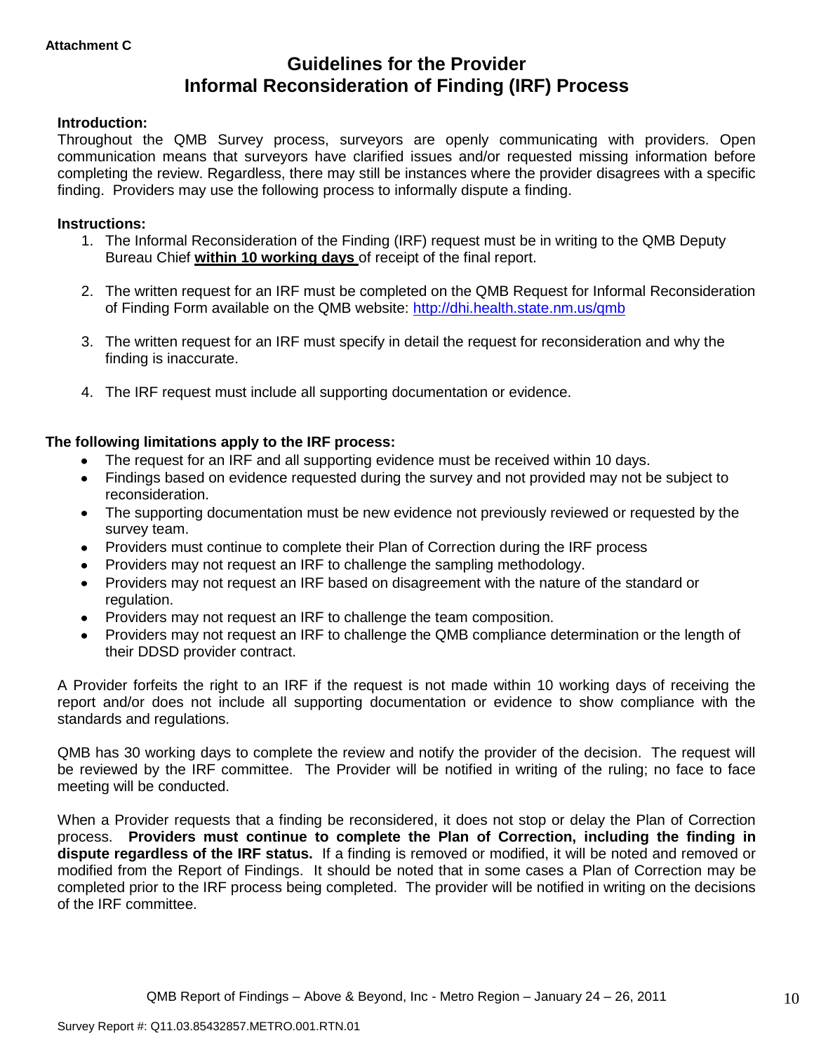**Attachment C**

# Guidelines for the Provider Informal Reconsideration of Finding (IRF) Process

**Introduction:**
Throughout the QMB Survey process, surveyors are openly communicating with providers. Open communication means that surveyors have clarified issues and/or requested missing information before completing the review. Regardless, there may still be instances where the provider disagrees with a specific finding. Providers may use the following process to informally dispute a finding.

**Instructions:**

1. The Informal Reconsideration of the Finding (IRF) request must be in writing to the QMB Deputy Bureau Chief **within 10 working days** of receipt of the final report.

2. The written request for an IRF must be completed on the QMB Request for Informal Reconsideration of Finding Form available on the QMB website: http://dhi.health.state.nm.us/qmb

3. The written request for an IRF must specify in detail the request for reconsideration and why the finding is inaccurate.

4. The IRF request must include all supporting documentation or evidence.

**The following limitations apply to the IRF process:**

- The request for an IRF and all supporting evidence must be received within 10 days.
- Findings based on evidence requested during the survey and not provided may not be subject to reconsideration.
- The supporting documentation must be new evidence not previously reviewed or requested by the survey team.
- Providers must continue to complete their Plan of Correction during the IRF process
- Providers may not request an IRF to challenge the sampling methodology.
- Providers may not request an IRF based on disagreement with the nature of the standard or regulation.
- Providers may not request an IRF to challenge the team composition.
- Providers may not request an IRF to challenge the QMB compliance determination or the length of their DDSD provider contract.

A Provider forfeits the right to an IRF if the request is not made within 10 working days of receiving the report and/or does not include all supporting documentation or evidence to show compliance with the standards and regulations.

QMB has 30 working days to complete the review and notify the provider of the decision. The request will be reviewed by the IRF committee. The Provider will be notified in writing of the ruling; no face to face meeting will be conducted.

When a Provider requests that a finding be reconsidered, it does not stop or delay the Plan of Correction process. **Providers must continue to complete the Plan of Correction, including the finding in dispute regardless of the IRF status.** If a finding is removed or modified, it will be noted and removed or modified from the Report of Findings. It should be noted that in some cases a Plan of Correction may be completed prior to the IRF process being completed. The provider will be notified in writing on the decisions of the IRF committee.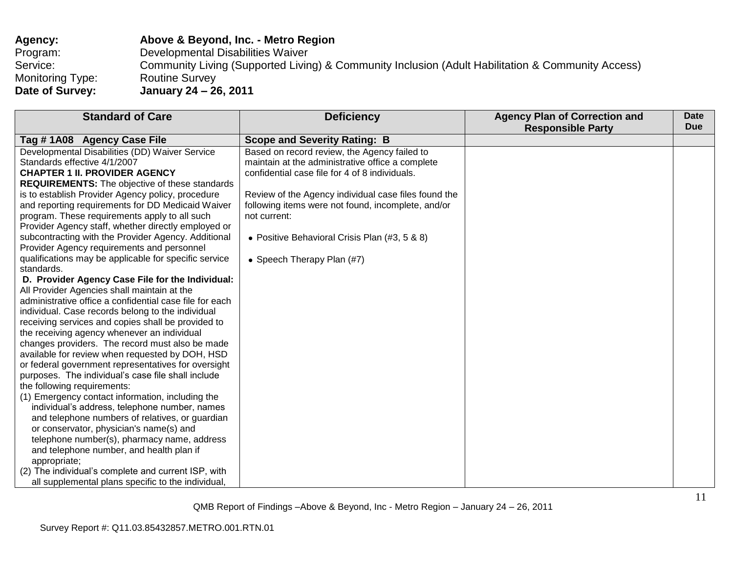**Agency:** **Above & Beyond, Inc. - Metro Region**
Program: Developmental Disabilities Waiver
Service: Community Living (Supported Living) & Community Inclusion (Adult Habilitation & Community Access)
Monitoring Type: Routine Survey
**Date of Survey:** **January 24 – 26, 2011**

| Standard of Care | Deficiency | Agency Plan of Correction and Responsible Party | Date Due |
|---|---|---|---|
| **Tag # 1A08 Agency Case File** | **Scope and Severity Rating: B** | | |
| Developmental Disabilities (DD) Waiver Service Standards effective 4/1/2007<br>**CHAPTER 1 II. PROVIDER AGENCY REQUIREMENTS:** The objective of these standards is to establish Provider Agency policy, procedure and reporting requirements for DD Medicaid Waiver program. These requirements apply to all such Provider Agency staff, whether directly employed or subcontracting with the Provider Agency. Additional Provider Agency requirements and personnel qualifications may be applicable for specific service standards.<br>**D. Provider Agency Case File for the Individual:** All Provider Agencies shall maintain at the administrative office a confidential case file for each individual. Case records belong to the individual receiving services and copies shall be provided to the receiving agency whenever an individual changes providers. The record must also be made available for review when requested by DOH, HSD or federal government representatives for oversight purposes. The individual's case file shall include the following requirements:<br>(1) Emergency contact information, including the individual's address, telephone number, names and telephone numbers of relatives, or guardian or conservator, physician's name(s) and telephone number(s), pharmacy name, address and telephone number, and health plan if appropriate;<br>(2) The individual's complete and current ISP, with all supplemental plans specific to the individual, | Based on record review, the Agency failed to maintain at the administrative office a complete confidential case file for 4 of 8 individuals.<br><br>Review of the Agency individual case files found the following items were not found, incomplete, and/or not current:<br><br>• Positive Behavioral Crisis Plan (#3, 5 & 8)<br><br>• Speech Therapy Plan (#7) | | |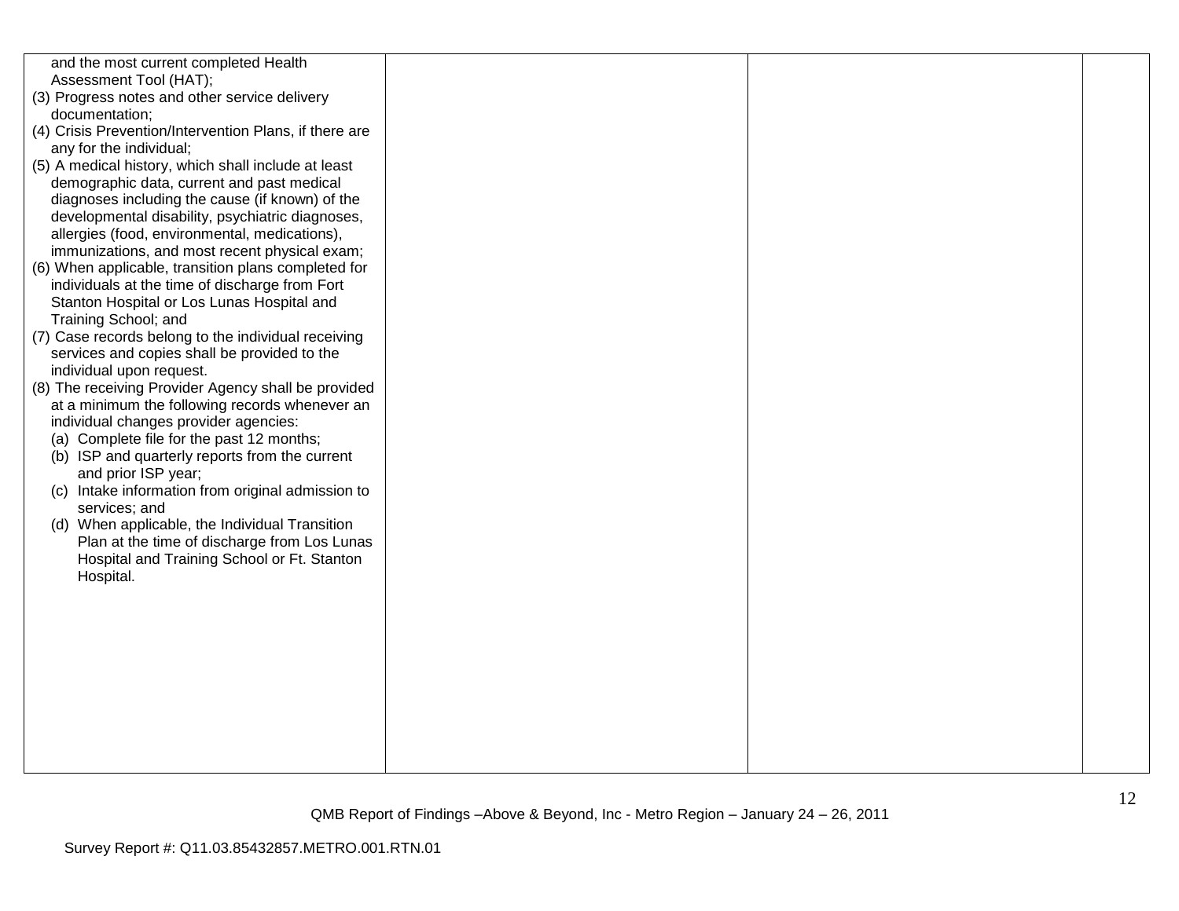| | | | |
|---|---|---|---|
| and the most current completed Health Assessment Tool (HAT);<br>(3) Progress notes and other service delivery documentation;<br>(4) Crisis Prevention/Intervention Plans, if there are any for the individual;<br>(5) A medical history, which shall include at least demographic data, current and past medical diagnoses including the cause (if known) of the developmental disability, psychiatric diagnoses, allergies (food, environmental, medications), immunizations, and most recent physical exam;<br>(6) When applicable, transition plans completed for individuals at the time of discharge from Fort Stanton Hospital or Los Lunas Hospital and Training School; and<br>(7) Case records belong to the individual receiving services and copies shall be provided to the individual upon request.<br>(8) The receiving Provider Agency shall be provided at a minimum the following records whenever an individual changes provider agencies:<br>(a) Complete file for the past 12 months;<br>(b) ISP and quarterly reports from the current and prior ISP year;<br>(c) Intake information from original admission to services; and<br>(d) When applicable, the Individual Transition Plan at the time of discharge from Los Lunas Hospital and Training School or Ft. Stanton Hospital. | | | |

QMB Report of Findings –Above & Beyond, Inc - Metro Region – January 24 – 26, 2011

Survey Report #: Q11.03.85432857.METRO.001.RTN.01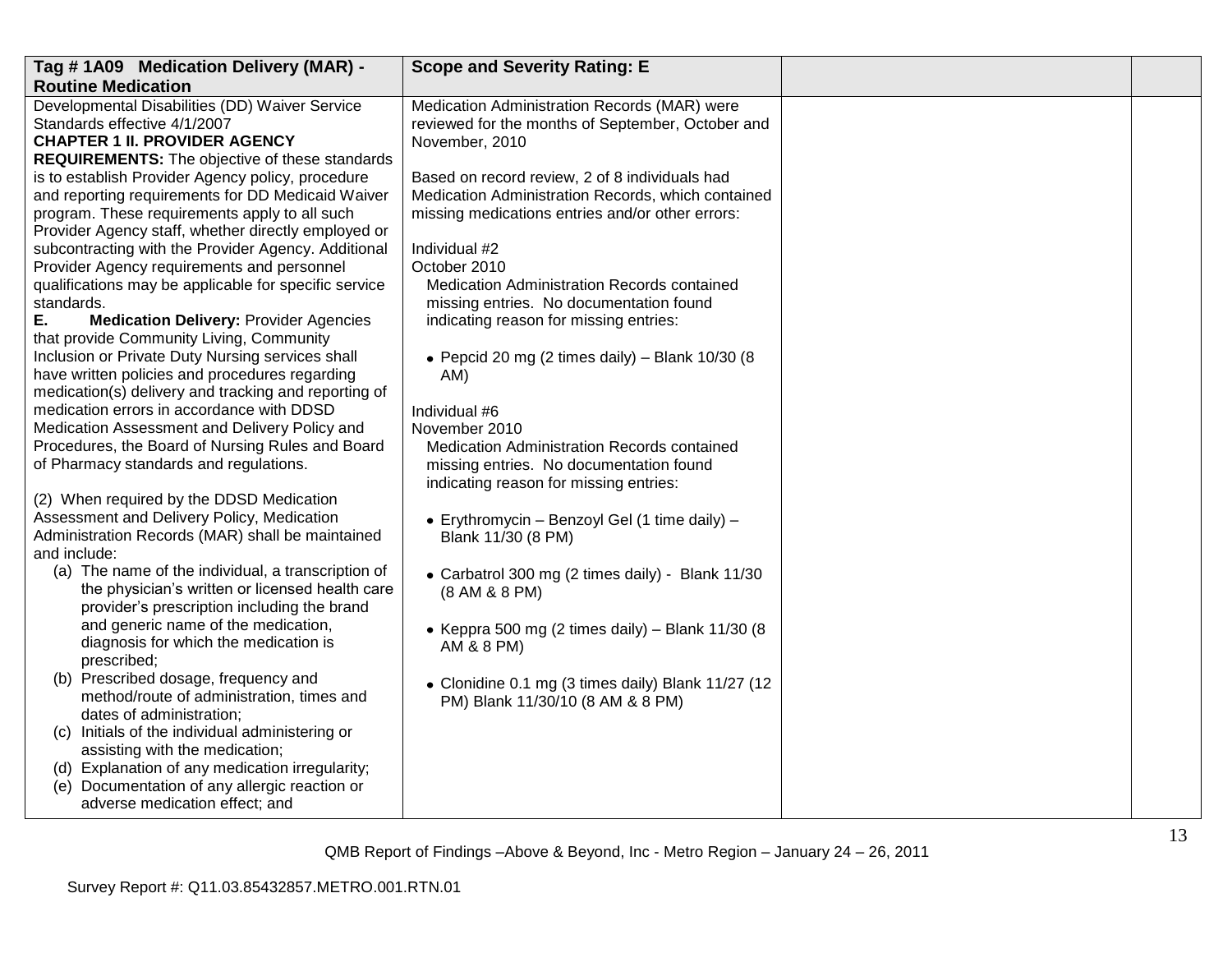| Tag # 1A09 Medication Delivery (MAR) - Routine Medication | Scope and Severity Rating: E | | |
|---|---|---|---|
| Developmental Disabilities (DD) Waiver Service Standards effective 4/1/2007<br>**CHAPTER 1 II. PROVIDER AGENCY REQUIREMENTS:** The objective of these standards is to establish Provider Agency policy, procedure and reporting requirements for DD Medicaid Waiver program. These requirements apply to all such Provider Agency staff, whether directly employed or subcontracting with the Provider Agency. Additional Provider Agency requirements and personnel qualifications may be applicable for specific service standards.<br>**E. Medication Delivery:** Provider Agencies that provide Community Living, Community Inclusion or Private Duty Nursing services shall have written policies and procedures regarding medication(s) delivery and tracking and reporting of medication errors in accordance with DDSD Medication Assessment and Delivery Policy and Procedures, the Board of Nursing Rules and Board of Pharmacy standards and regulations.<br><br>(2) When required by the DDSD Medication Assessment and Delivery Policy, Medication Administration Records (MAR) shall be maintained and include:<br>(a) The name of the individual, a transcription of the physician's written or licensed health care provider's prescription including the brand and generic name of the medication, diagnosis for which the medication is prescribed;<br>(b) Prescribed dosage, frequency and method/route of administration, times and dates of administration;<br>(c) Initials of the individual administering or assisting with the medication;<br>(d) Explanation of any medication irregularity;<br>(e) Documentation of any allergic reaction or adverse medication effect; and | Medication Administration Records (MAR) were reviewed for the months of September, October and November, 2010<br><br>Based on record review, 2 of 8 individuals had Medication Administration Records, which contained missing medications entries and/or other errors:<br><br>Individual #2<br>October 2010<br>Medication Administration Records contained missing entries. No documentation found indicating reason for missing entries:<br><br>• Pepcid 20 mg (2 times daily) – Blank 10/30 (8 AM)<br><br>Individual #6<br>November 2010<br>Medication Administration Records contained missing entries. No documentation found indicating reason for missing entries:<br><br>• Erythromycin – Benzoyl Gel (1 time daily) – Blank 11/30 (8 PM)<br><br>• Carbatrol 300 mg (2 times daily) - Blank 11/30 (8 AM & 8 PM)<br><br>• Keppra 500 mg (2 times daily) – Blank 11/30 (8 AM & 8 PM)<br><br>• Clonidine 0.1 mg (3 times daily) Blank 11/27 (12 PM) Blank 11/30/10 (8 AM & 8 PM) | | |

QMB Report of Findings –Above & Beyond, Inc - Metro Region – January 24 – 26, 2011

Survey Report #: Q11.03.85432857.METRO.001.RTN.01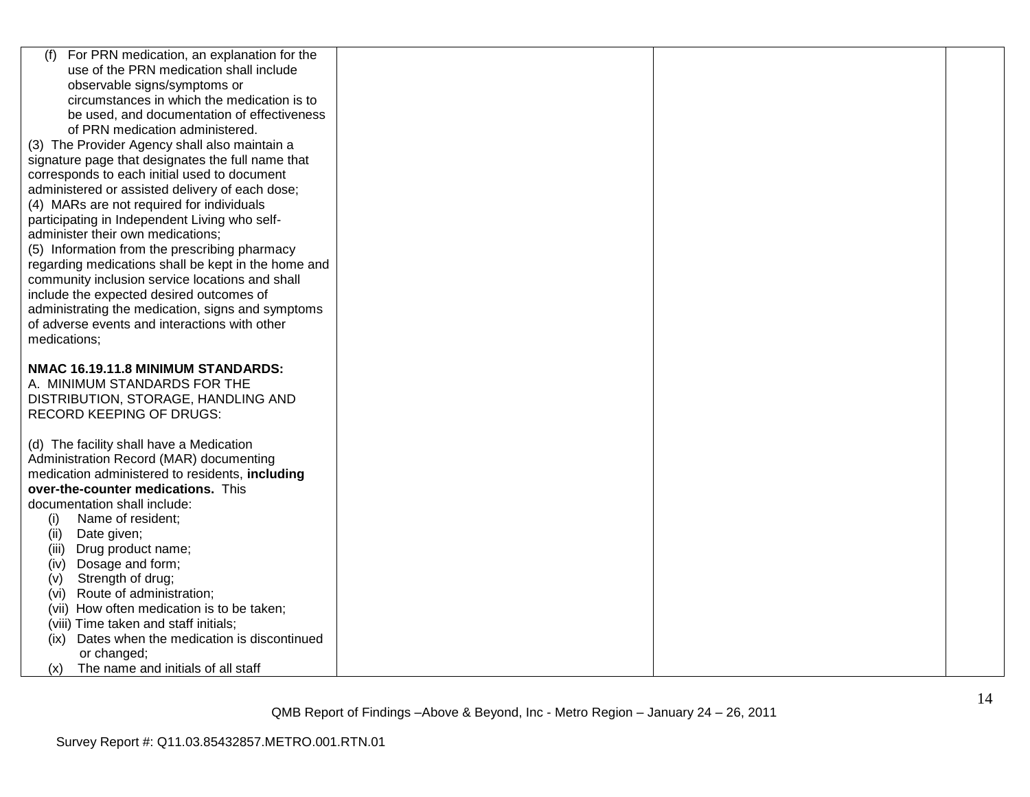| | | | |
|---|---|---|---|
| (f) For PRN medication, an explanation for the use of the PRN medication shall include observable signs/symptoms or circumstances in which the medication is to be used, and documentation of effectiveness of PRN medication administered.<br>(3) The Provider Agency shall also maintain a signature page that designates the full name that corresponds to each initial used to document administered or assisted delivery of each dose;<br>(4) MARs are not required for individuals participating in Independent Living who self-administer their own medications;<br>(5) Information from the prescribing pharmacy regarding medications shall be kept in the home and community inclusion service locations and shall include the expected desired outcomes of administrating the medication, signs and symptoms of adverse events and interactions with other medications;<br><br>**NMAC 16.19.11.8 MINIMUM STANDARDS:**<br>A. MINIMUM STANDARDS FOR THE DISTRIBUTION, STORAGE, HANDLING AND RECORD KEEPING OF DRUGS:<br><br>(d) The facility shall have a Medication Administration Record (MAR) documenting medication administered to residents, **including over-the-counter medications.** This documentation shall include:<br>(i) Name of resident;<br>(ii) Date given;<br>(iii) Drug product name;<br>(iv) Dosage and form;<br>(v) Strength of drug;<br>(vi) Route of administration;<br>(vii) How often medication is to be taken;<br>(viii) Time taken and staff initials;<br>(ix) Dates when the medication is discontinued or changed;<br>(x) The name and initials of all staff | | | |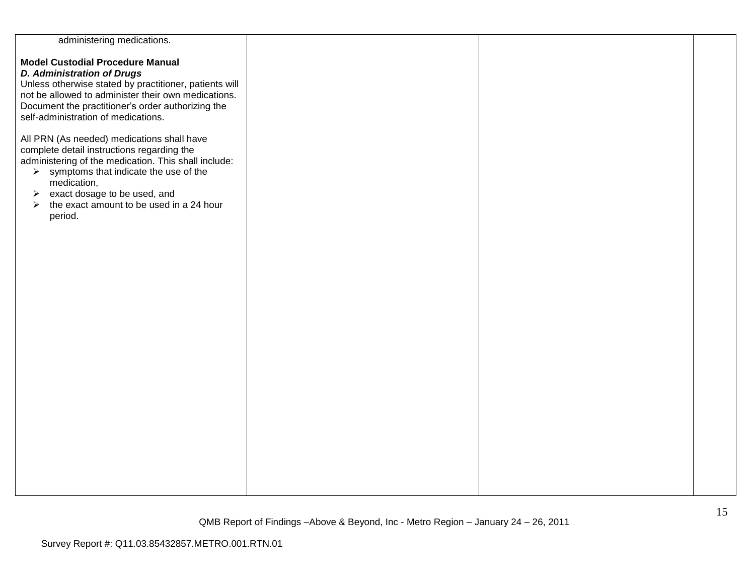| | | | |
|---|---|---|---|
| administering medications.<br><br>**Model Custodial Procedure Manual**<br>***D. Administration of Drugs***<br>Unless otherwise stated by practitioner, patients will not be allowed to administer their own medications. Document the practitioner's order authorizing the self-administration of medications.<br><br>All PRN (As needed) medications shall have complete detail instructions regarding the administering of the medication. This shall include:<br>➢ symptoms that indicate the use of the medication,<br>➢ exact dosage to be used, and<br>➢ the exact amount to be used in a 24 hour period. | | | |

QMB Report of Findings –Above & Beyond, Inc - Metro Region – January 24 – 26, 2011

Survey Report #: Q11.03.85432857.METRO.001.RTN.01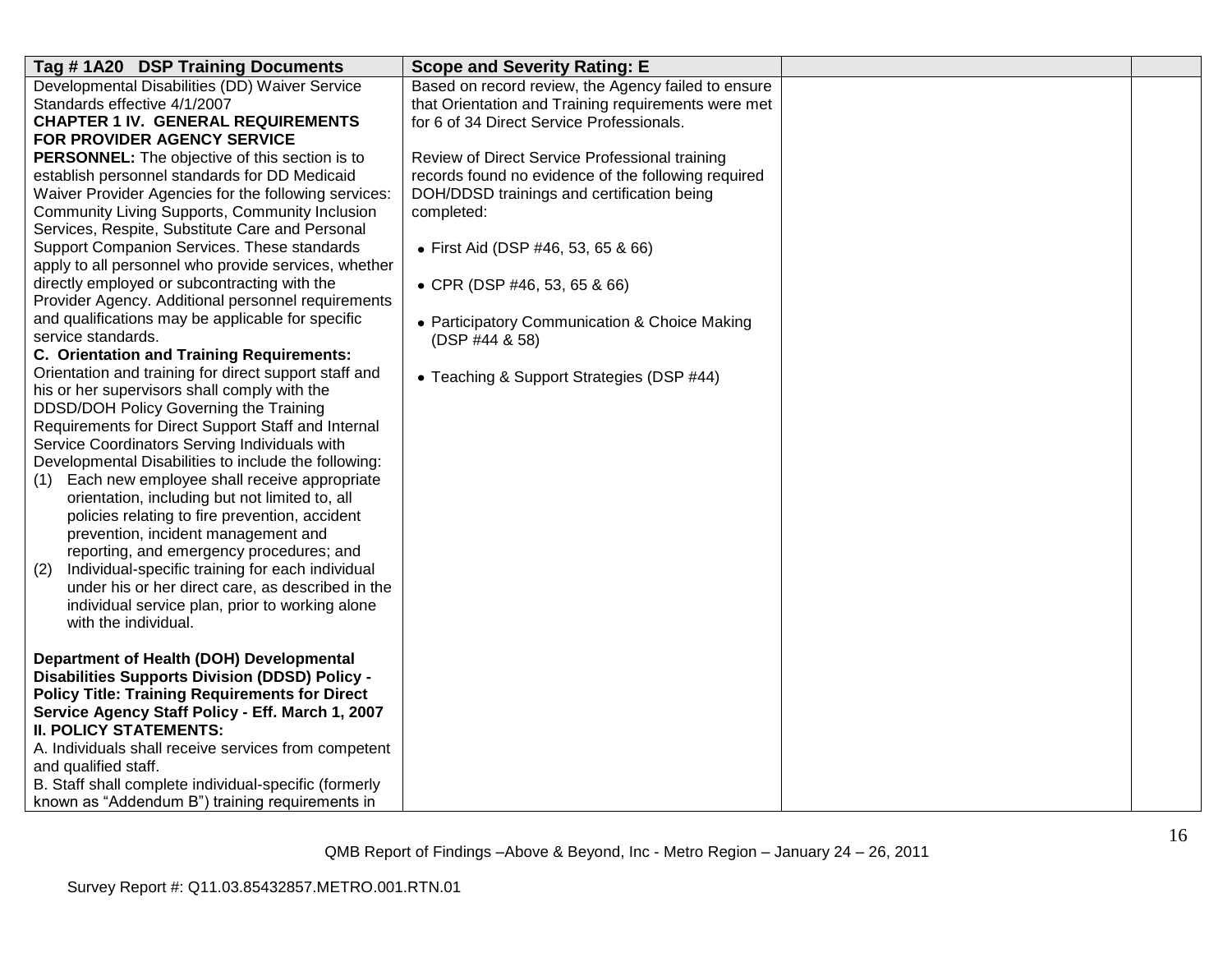| Tag # 1A20 DSP Training Documents | Scope and Severity Rating: E | | |
|---|---|---|---|
| Developmental Disabilities (DD) Waiver Service Standards effective 4/1/2007<br>**CHAPTER 1 IV. GENERAL REQUIREMENTS FOR PROVIDER AGENCY SERVICE PERSONNEL:** The objective of this section is to establish personnel standards for DD Medicaid Waiver Provider Agencies for the following services: Community Living Supports, Community Inclusion Services, Respite, Substitute Care and Personal Support Companion Services. These standards apply to all personnel who provide services, whether directly employed or subcontracting with the Provider Agency. Additional personnel requirements and qualifications may be applicable for specific service standards.<br>**C. Orientation and Training Requirements:** Orientation and training for direct support staff and his or her supervisors shall comply with the DDSD/DOH Policy Governing the Training Requirements for Direct Support Staff and Internal Service Coordinators Serving Individuals with Developmental Disabilities to include the following:<br>(1) Each new employee shall receive appropriate orientation, including but not limited to, all policies relating to fire prevention, accident prevention, incident management and reporting, and emergency procedures; and<br>(2) Individual-specific training for each individual under his or her direct care, as described in the individual service plan, prior to working alone with the individual.<br><br>**Department of Health (DOH) Developmental Disabilities Supports Division (DDSD) Policy - Policy Title: Training Requirements for Direct Service Agency Staff Policy - Eff. March 1, 2007**<br>**II. POLICY STATEMENTS:**<br>A. Individuals shall receive services from competent and qualified staff.<br>B. Staff shall complete individual-specific (formerly known as "Addendum B") training requirements in | Based on record review, the Agency failed to ensure that Orientation and Training requirements were met for 6 of 34 Direct Service Professionals.<br><br>Review of Direct Service Professional training records found no evidence of the following required DOH/DDSD trainings and certification being completed:<br><br>• First Aid (DSP #46, 53, 65 & 66)<br><br>• CPR (DSP #46, 53, 65 & 66)<br><br>• Participatory Communication & Choice Making (DSP #44 & 58)<br><br>• Teaching & Support Strategies (DSP #44) | | |

QMB Report of Findings –Above & Beyond, Inc - Metro Region – January 24 – 26, 2011

Survey Report #: Q11.03.85432857.METRO.001.RTN.01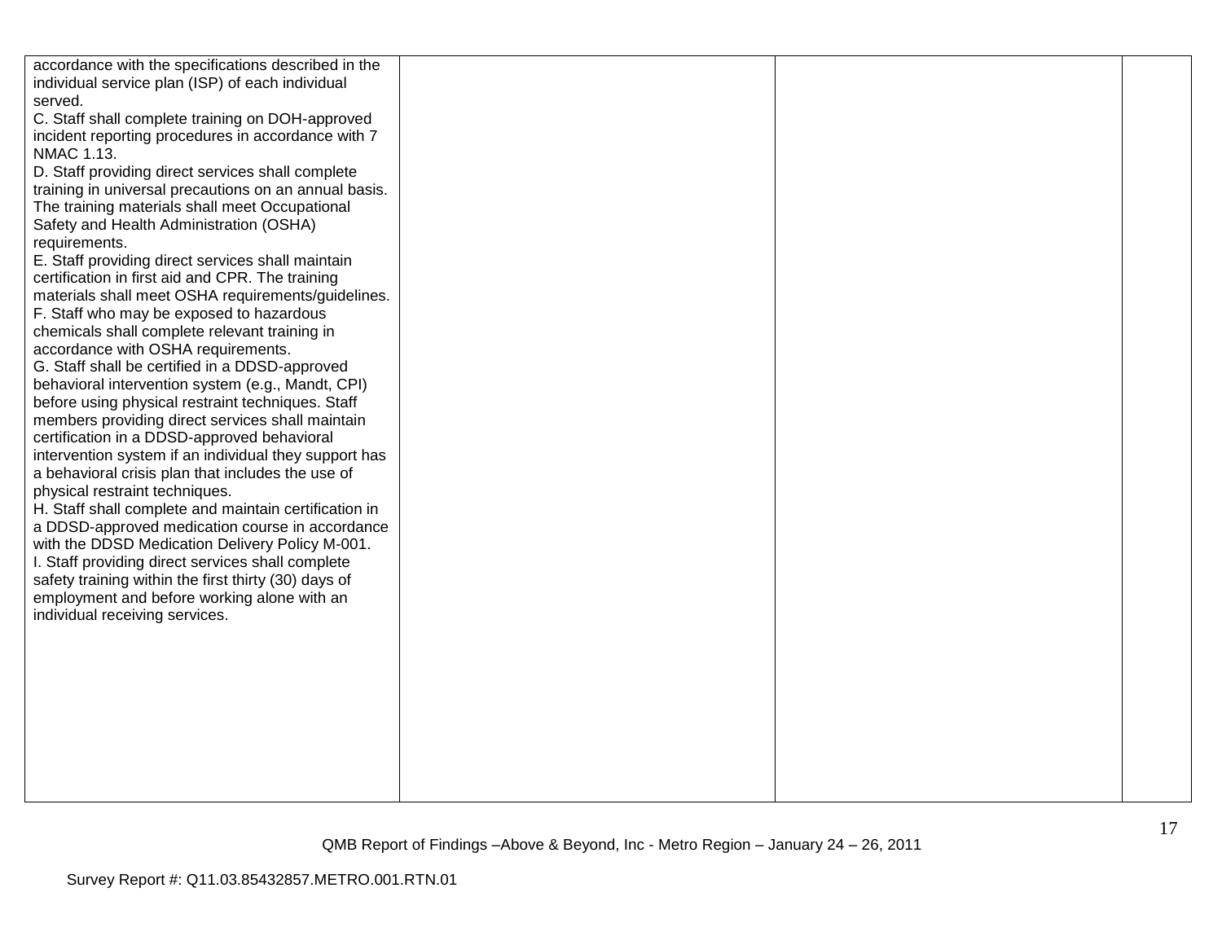| | | | |
|---|---|---|---|
| accordance with the specifications described in the individual service plan (ISP) of each individual served.<br>C. Staff shall complete training on DOH-approved incident reporting procedures in accordance with 7 NMAC 1.13.<br>D. Staff providing direct services shall complete training in universal precautions on an annual basis. The training materials shall meet Occupational Safety and Health Administration (OSHA) requirements.<br>E. Staff providing direct services shall maintain certification in first aid and CPR. The training materials shall meet OSHA requirements/guidelines.<br>F. Staff who may be exposed to hazardous chemicals shall complete relevant training in accordance with OSHA requirements.<br>G. Staff shall be certified in a DDSD-approved behavioral intervention system (e.g., Mandt, CPI) before using physical restraint techniques. Staff members providing direct services shall maintain certification in a DDSD-approved behavioral intervention system if an individual they support has a behavioral crisis plan that includes the use of physical restraint techniques.<br>H. Staff shall complete and maintain certification in a DDSD-approved medication course in accordance with the DDSD Medication Delivery Policy M-001.<br>I. Staff providing direct services shall complete safety training within the first thirty (30) days of employment and before working alone with an individual receiving services. | | | |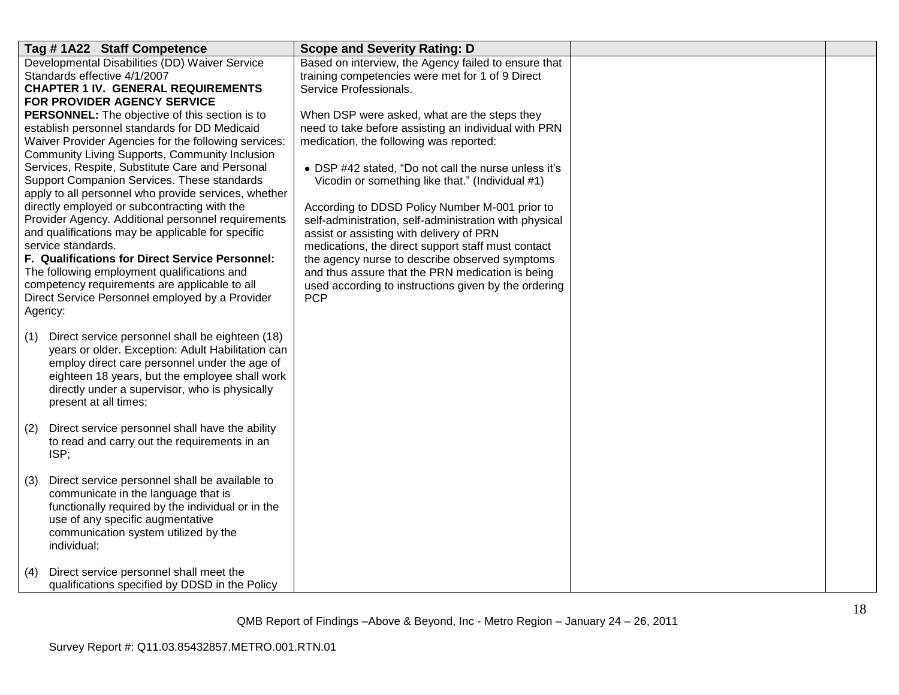| Tag # 1A22 Staff Competence | Scope and Severity Rating: D | | |
|---|---|---|---|
| Developmental Disabilities (DD) Waiver Service Standards effective 4/1/2007<br>**CHAPTER 1 IV. GENERAL REQUIREMENTS FOR PROVIDER AGENCY SERVICE PERSONNEL:** The objective of this section is to establish personnel standards for DD Medicaid Waiver Provider Agencies for the following services: Community Living Supports, Community Inclusion Services, Respite, Substitute Care and Personal Support Companion Services. These standards apply to all personnel who provide services, whether directly employed or subcontracting with the Provider Agency. Additional personnel requirements and qualifications may be applicable for specific service standards.<br>**F. Qualifications for Direct Service Personnel:** The following employment qualifications and competency requirements are applicable to all Direct Service Personnel employed by a Provider Agency:<br><br>(1) Direct service personnel shall be eighteen (18) years or older. Exception: Adult Habilitation can employ direct care personnel under the age of eighteen 18 years, but the employee shall work directly under a supervisor, who is physically present at all times;<br><br>(2) Direct service personnel shall have the ability to read and carry out the requirements in an ISP;<br><br>(3) Direct service personnel shall be available to communicate in the language that is functionally required by the individual or in the use of any specific augmentative communication system utilized by the individual;<br><br>(4) Direct service personnel shall meet the qualifications specified by DDSD in the Policy | Based on interview, the Agency failed to ensure that training competencies were met for 1 of 9 Direct Service Professionals.<br><br>When DSP were asked, what are the steps they need to take before assisting an individual with PRN medication, the following was reported:<br><br>• DSP #42 stated, "Do not call the nurse unless it's Vicodin or something like that." (Individual #1)<br><br>According to DDSD Policy Number M-001 prior to self-administration, self-administration with physical assist or assisting with delivery of PRN medications, the direct support staff must contact the agency nurse to describe observed symptoms and thus assure that the PRN medication is being used according to instructions given by the ordering PCP | | |

QMB Report of Findings –Above & Beyond, Inc - Metro Region – January 24 – 26, 2011

Survey Report #: Q11.03.85432857.METRO.001.RTN.01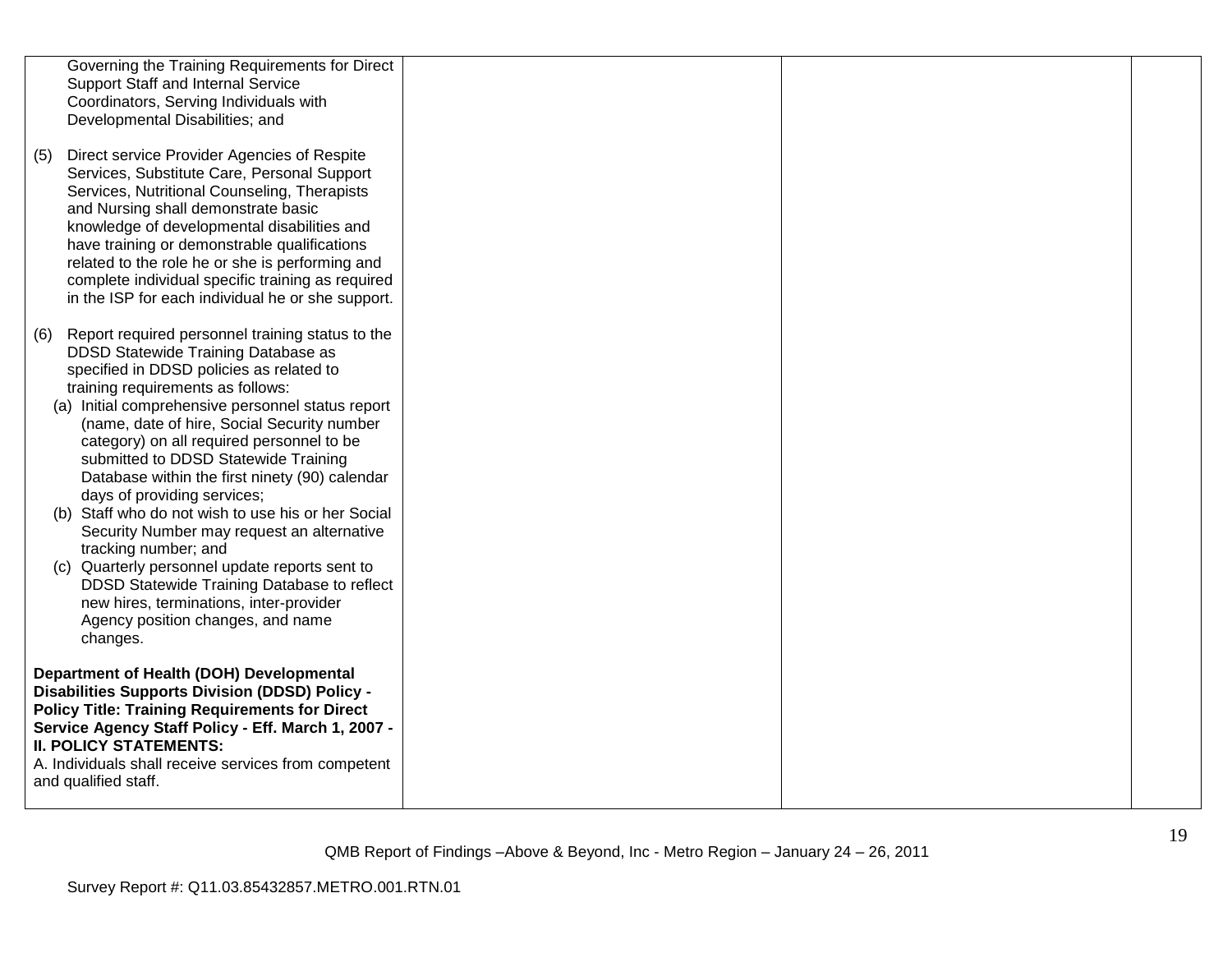| | | | |
|---|---|---|---|
| Governing the Training Requirements for Direct Support Staff and Internal Service Coordinators, Serving Individuals with Developmental Disabilities; and<br><br>(5) Direct service Provider Agencies of Respite Services, Substitute Care, Personal Support Services, Nutritional Counseling, Therapists and Nursing shall demonstrate basic knowledge of developmental disabilities and have training or demonstrable qualifications related to the role he or she is performing and complete individual specific training as required in the ISP for each individual he or she support.<br><br>(6) Report required personnel training status to the DDSD Statewide Training Database as specified in DDSD policies as related to training requirements as follows:<br>(a) Initial comprehensive personnel status report (name, date of hire, Social Security number category) on all required personnel to be submitted to DDSD Statewide Training Database within the first ninety (90) calendar days of providing services;<br>(b) Staff who do not wish to use his or her Social Security Number may request an alternative tracking number; and<br>(c) Quarterly personnel update reports sent to DDSD Statewide Training Database to reflect new hires, terminations, inter-provider Agency position changes, and name changes.<br><br>**Department of Health (DOH) Developmental Disabilities Supports Division (DDSD) Policy - Policy Title: Training Requirements for Direct Service Agency Staff Policy - Eff. March 1, 2007 - II. POLICY STATEMENTS:**<br>A. Individuals shall receive services from competent and qualified staff. | | | |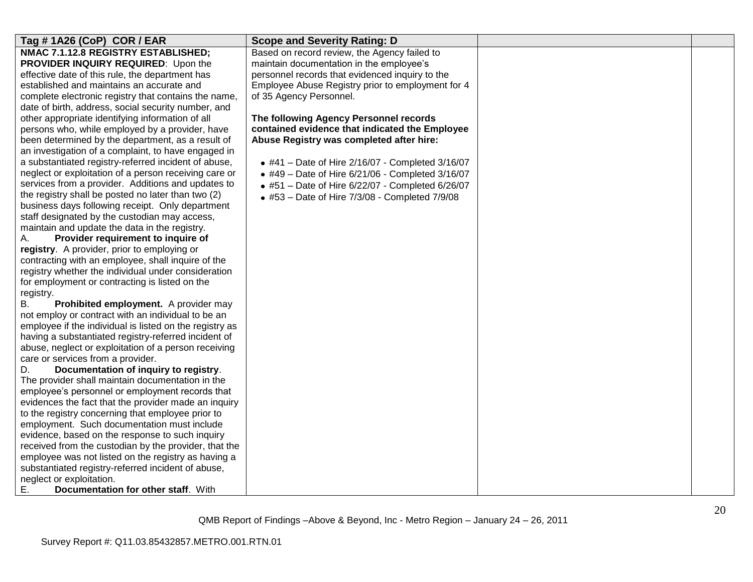| Tag # 1A26 (CoP) COR / EAR | Scope and Severity Rating: D | | |
|---|---|---|---|
| **NMAC 7.1.12.8 REGISTRY ESTABLISHED; PROVIDER INQUIRY REQUIRED**: Upon the effective date of this rule, the department has established and maintains an accurate and complete electronic registry that contains the name, date of birth, address, social security number, and other appropriate identifying information of all persons who, while employed by a provider, have been determined by the department, as a result of an investigation of a complaint, to have engaged in a substantiated registry-referred incident of abuse, neglect or exploitation of a person receiving care or services from a provider. Additions and updates to the registry shall be posted no later than two (2) business days following receipt. Only department staff designated by the custodian may access, maintain and update the data in the registry.<br>A. **Provider requirement to inquire of registry**. A provider, prior to employing or contracting with an employee, shall inquire of the registry whether the individual under consideration for employment or contracting is listed on the registry.<br>B. **Prohibited employment.** A provider may not employ or contract with an individual to be an employee if the individual is listed on the registry as having a substantiated registry-referred incident of abuse, neglect or exploitation of a person receiving care or services from a provider.<br>D. **Documentation of inquiry to registry**. The provider shall maintain documentation in the employee's personnel or employment records that evidences the fact that the provider made an inquiry to the registry concerning that employee prior to employment. Such documentation must include evidence, based on the response to such inquiry received from the custodian by the provider, that the employee was not listed on the registry as having a substantiated registry-referred incident of abuse, neglect or exploitation.<br>E. **Documentation for other staff**. With | Based on record review, the Agency failed to maintain documentation in the employee's personnel records that evidenced inquiry to the Employee Abuse Registry prior to employment for 4 of 35 Agency Personnel.<br><br>**The following Agency Personnel records contained evidence that indicated the Employee Abuse Registry was completed after hire:**<br><br>• #41 – Date of Hire 2/16/07 - Completed 3/16/07<br>• #49 – Date of Hire 6/21/06 - Completed 3/16/07<br>• #51 – Date of Hire 6/22/07 - Completed 6/26/07<br>• #53 – Date of Hire 7/3/08 - Completed 7/9/08 | | |

QMB Report of Findings –Above & Beyond, Inc - Metro Region – January 24 – 26, 2011

Survey Report #: Q11.03.85432857.METRO.001.RTN.01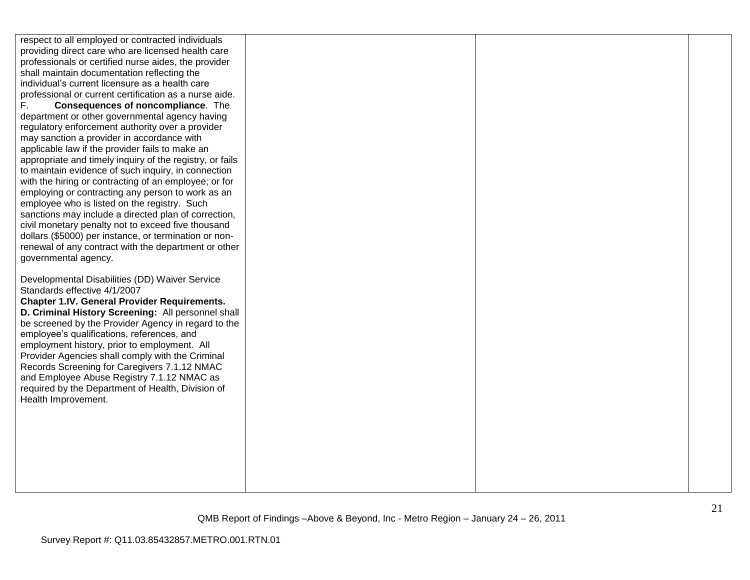| | | | |
|---|---|---|---|
| respect to all employed or contracted individuals providing direct care who are licensed health care professionals or certified nurse aides, the provider shall maintain documentation reflecting the individual's current licensure as a health care professional or current certification as a nurse aide.<br>F. **Consequences of noncompliance**. The department or other governmental agency having regulatory enforcement authority over a provider may sanction a provider in accordance with applicable law if the provider fails to make an appropriate and timely inquiry of the registry, or fails to maintain evidence of such inquiry, in connection with the hiring or contracting of an employee; or for employing or contracting any person to work as an employee who is listed on the registry. Such sanctions may include a directed plan of correction, civil monetary penalty not to exceed five thousand dollars ($5000) per instance, or termination or non-renewal of any contract with the department or other governmental agency.<br><br>Developmental Disabilities (DD) Waiver Service Standards effective 4/1/2007<br>**Chapter 1.IV. General Provider Requirements.**<br>**D. Criminal History Screening:** All personnel shall be screened by the Provider Agency in regard to the employee's qualifications, references, and employment history, prior to employment. All Provider Agencies shall comply with the Criminal Records Screening for Caregivers 7.1.12 NMAC and Employee Abuse Registry 7.1.12 NMAC as required by the Department of Health, Division of Health Improvement. | | | |

QMB Report of Findings –Above & Beyond, Inc - Metro Region – January 24 – 26, 2011

Survey Report #: Q11.03.85432857.METRO.001.RTN.01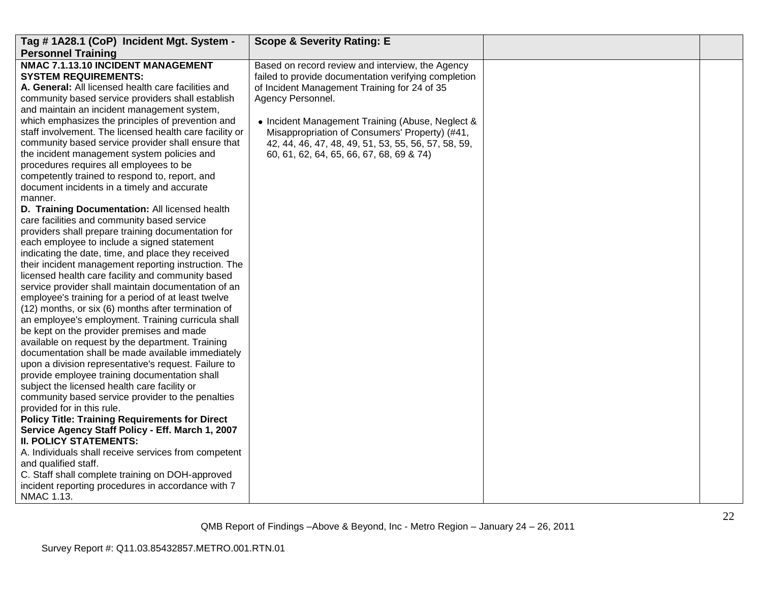| Tag # 1A28.1 (CoP) Incident Mgt. System - Personnel Training | Scope & Severity Rating: E | | |
|---|---|---|---|
| **NMAC 7.1.13.10 INCIDENT MANAGEMENT SYSTEM REQUIREMENTS:**<br>**A. General:** All licensed health care facilities and community based service providers shall establish and maintain an incident management system, which emphasizes the principles of prevention and staff involvement. The licensed health care facility or community based service provider shall ensure that the incident management system policies and procedures requires all employees to be competently trained to respond to, report, and document incidents in a timely and accurate manner.<br>**D. Training Documentation:** All licensed health care facilities and community based service providers shall prepare training documentation for each employee to include a signed statement indicating the date, time, and place they received their incident management reporting instruction. The licensed health care facility and community based service provider shall maintain documentation of an employee's training for a period of at least twelve (12) months, or six (6) months after termination of an employee's employment. Training curricula shall be kept on the provider premises and made available on request by the department. Training documentation shall be made available immediately upon a division representative's request. Failure to provide employee training documentation shall subject the licensed health care facility or community based service provider to the penalties provided for in this rule.<br>**Policy Title: Training Requirements for Direct Service Agency Staff Policy - Eff. March 1, 2007**<br>**II. POLICY STATEMENTS:**<br>A. Individuals shall receive services from competent and qualified staff.<br>C. Staff shall complete training on DOH-approved incident reporting procedures in accordance with 7 NMAC 1.13. | Based on record review and interview, the Agency failed to provide documentation verifying completion of Incident Management Training for 24 of 35 Agency Personnel.<br><br>• Incident Management Training (Abuse, Neglect & Misappropriation of Consumers' Property) (#41, 42, 44, 46, 47, 48, 49, 51, 53, 55, 56, 57, 58, 59, 60, 61, 62, 64, 65, 66, 67, 68, 69 & 74) | | |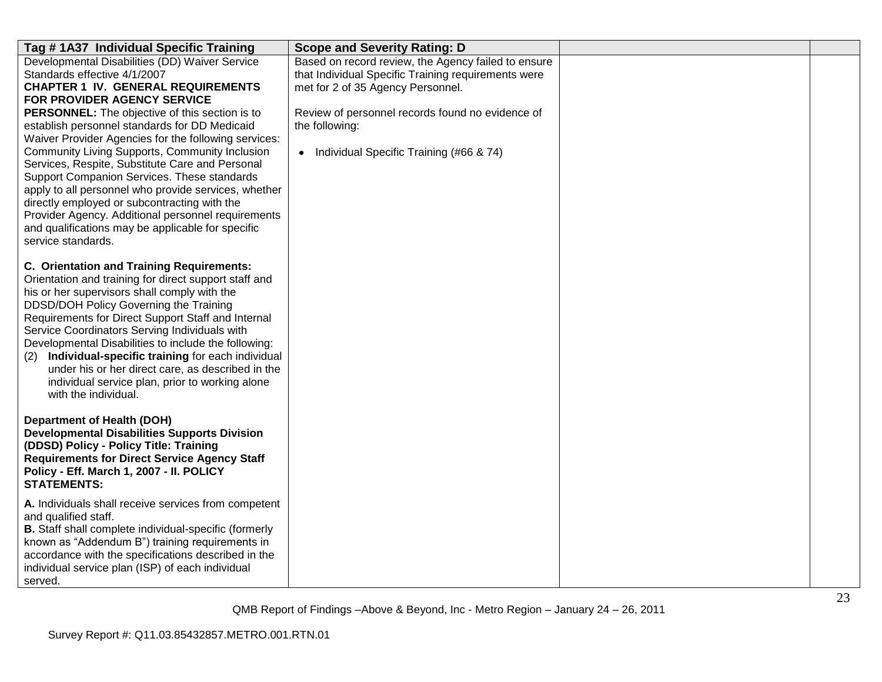| Tag # 1A37 Individual Specific Training | Scope and Severity Rating: D | | |
|---|---|---|---|
| Developmental Disabilities (DD) Waiver Service Standards effective 4/1/2007<br>**CHAPTER 1 IV. GENERAL REQUIREMENTS FOR PROVIDER AGENCY SERVICE PERSONNEL:** The objective of this section is to establish personnel standards for DD Medicaid Waiver Provider Agencies for the following services: Community Living Supports, Community Inclusion Services, Respite, Substitute Care and Personal Support Companion Services. These standards apply to all personnel who provide services, whether directly employed or subcontracting with the Provider Agency. Additional personnel requirements and qualifications may be applicable for specific service standards.<br><br>**C. Orientation and Training Requirements:** Orientation and training for direct support staff and his or her supervisors shall comply with the DDSD/DOH Policy Governing the Training Requirements for Direct Support Staff and Internal Service Coordinators Serving Individuals with Developmental Disabilities to include the following:<br>(2) **Individual-specific training** for each individual under his or her direct care, as described in the individual service plan, prior to working alone with the individual.<br><br>**Department of Health (DOH) Developmental Disabilities Supports Division (DDSD) Policy - Policy Title: Training Requirements for Direct Service Agency Staff Policy - Eff. March 1, 2007 - II. POLICY STATEMENTS:**<br><br>**A.** Individuals shall receive services from competent and qualified staff.<br>**B.** Staff shall complete individual-specific (formerly known as "Addendum B") training requirements in accordance with the specifications described in the individual service plan (ISP) of each individual served. | Based on record review, the Agency failed to ensure that Individual Specific Training requirements were met for 2 of 35 Agency Personnel.<br><br>Review of personnel records found no evidence of the following:<br><br>• Individual Specific Training (#66 & 74) | | |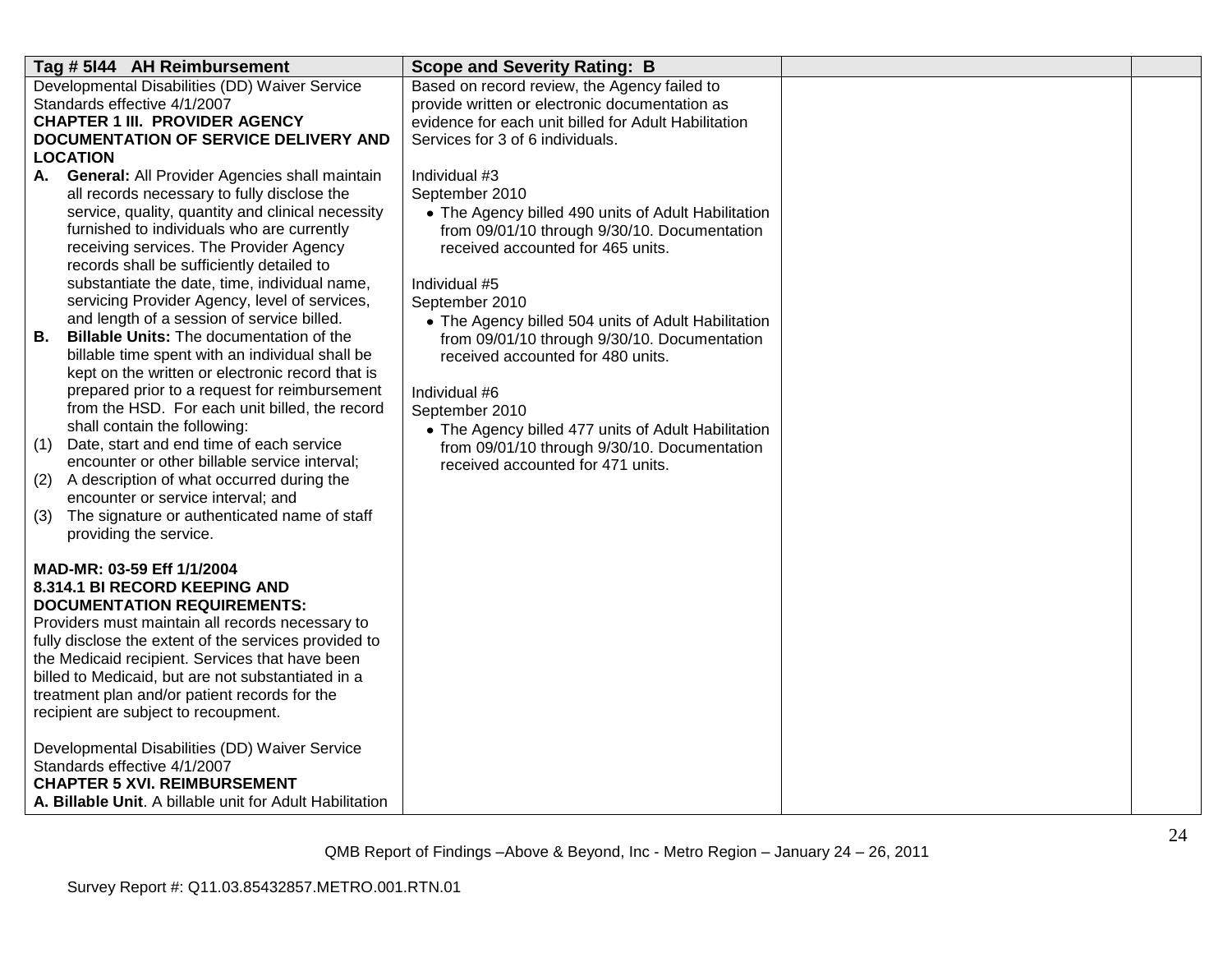| Tag # 5I44 AH Reimbursement | Scope and Severity Rating: B | | |
|---|---|---|---|
| Developmental Disabilities (DD) Waiver Service Standards effective 4/1/2007<br>**CHAPTER 1 III. PROVIDER AGENCY DOCUMENTATION OF SERVICE DELIVERY AND LOCATION**<br>**A. General:** All Provider Agencies shall maintain all records necessary to fully disclose the service, quality, quantity and clinical necessity furnished to individuals who are currently receiving services. The Provider Agency records shall be sufficiently detailed to substantiate the date, time, individual name, servicing Provider Agency, level of services, and length of a session of service billed.<br>**B. Billable Units:** The documentation of the billable time spent with an individual shall be kept on the written or electronic record that is prepared prior to a request for reimbursement from the HSD. For each unit billed, the record shall contain the following:<br>(1) Date, start and end time of each service encounter or other billable service interval;<br>(2) A description of what occurred during the encounter or service interval; and<br>(3) The signature or authenticated name of staff providing the service.<br><br>**MAD-MR: 03-59 Eff 1/1/2004**<br>**8.314.1 BI RECORD KEEPING AND DOCUMENTATION REQUIREMENTS:**<br>Providers must maintain all records necessary to fully disclose the extent of the services provided to the Medicaid recipient. Services that have been billed to Medicaid, but are not substantiated in a treatment plan and/or patient records for the recipient are subject to recoupment.<br><br>Developmental Disabilities (DD) Waiver Service Standards effective 4/1/2007<br>**CHAPTER 5 XVI. REIMBURSEMENT**<br>**A. Billable Unit**. A billable unit for Adult Habilitation | Based on record review, the Agency failed to provide written or electronic documentation as evidence for each unit billed for Adult Habilitation Services for 3 of 6 individuals.<br><br>Individual #3<br>September 2010<br>• The Agency billed 490 units of Adult Habilitation from 09/01/10 through 9/30/10. Documentation received accounted for 465 units.<br><br>Individual #5<br>September 2010<br>• The Agency billed 504 units of Adult Habilitation from 09/01/10 through 9/30/10. Documentation received accounted for 480 units.<br><br>Individual #6<br>September 2010<br>• The Agency billed 477 units of Adult Habilitation from 09/01/10 through 9/30/10. Documentation received accounted for 471 units. | | |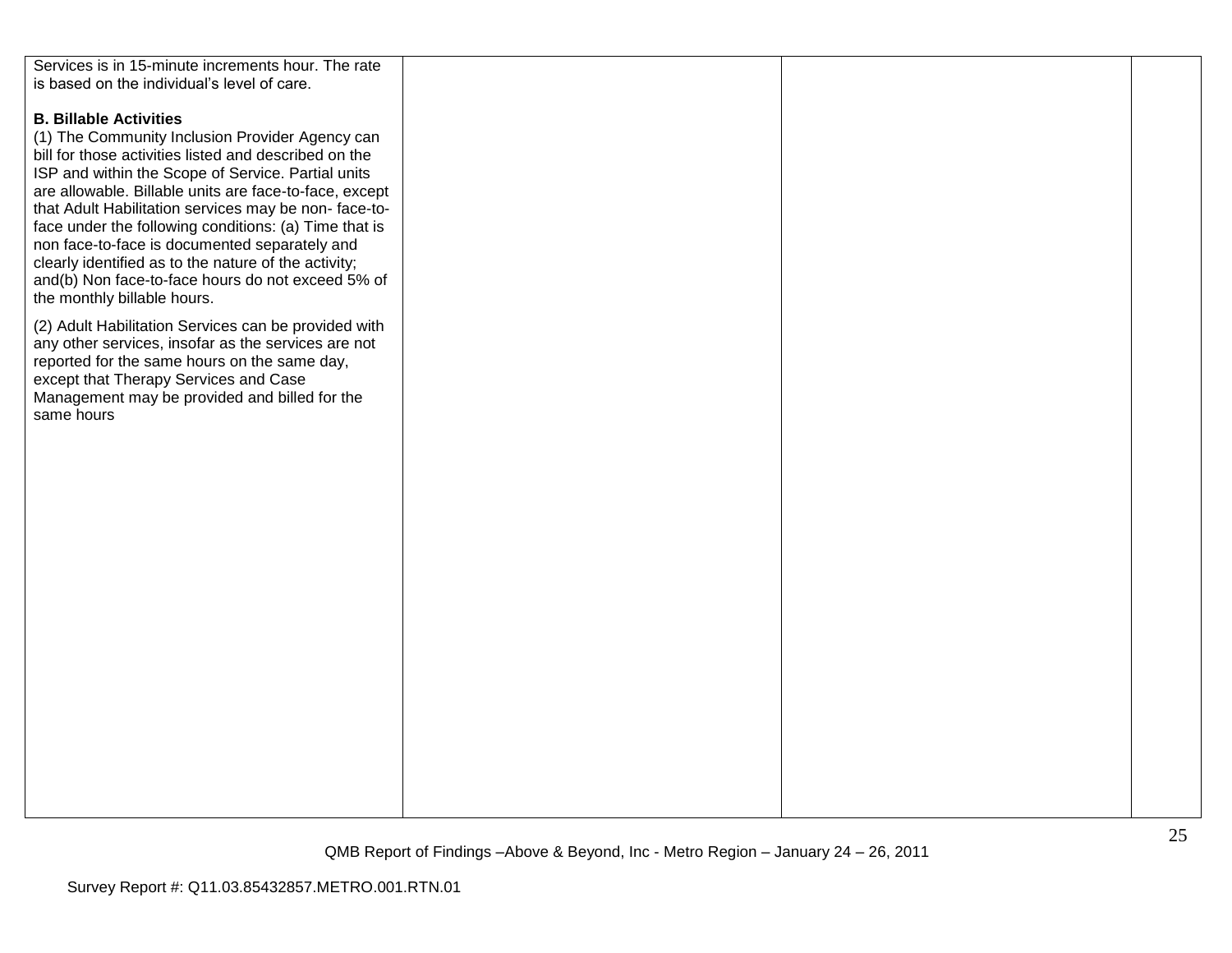| | | | |
|---|---|---|---|
| Services is in 15-minute increments hour. The rate is based on the individual's level of care.<br><br>**B. Billable Activities**<br>(1) The Community Inclusion Provider Agency can bill for those activities listed and described on the ISP and within the Scope of Service. Partial units are allowable. Billable units are face-to-face, except that Adult Habilitation services may be non- face-to-face under the following conditions: (a) Time that is non face-to-face is documented separately and clearly identified as to the nature of the activity; and(b) Non face-to-face hours do not exceed 5% of the monthly billable hours.<br><br>(2) Adult Habilitation Services can be provided with any other services, insofar as the services are not reported for the same hours on the same day, except that Therapy Services and Case Management may be provided and billed for the same hours | | | |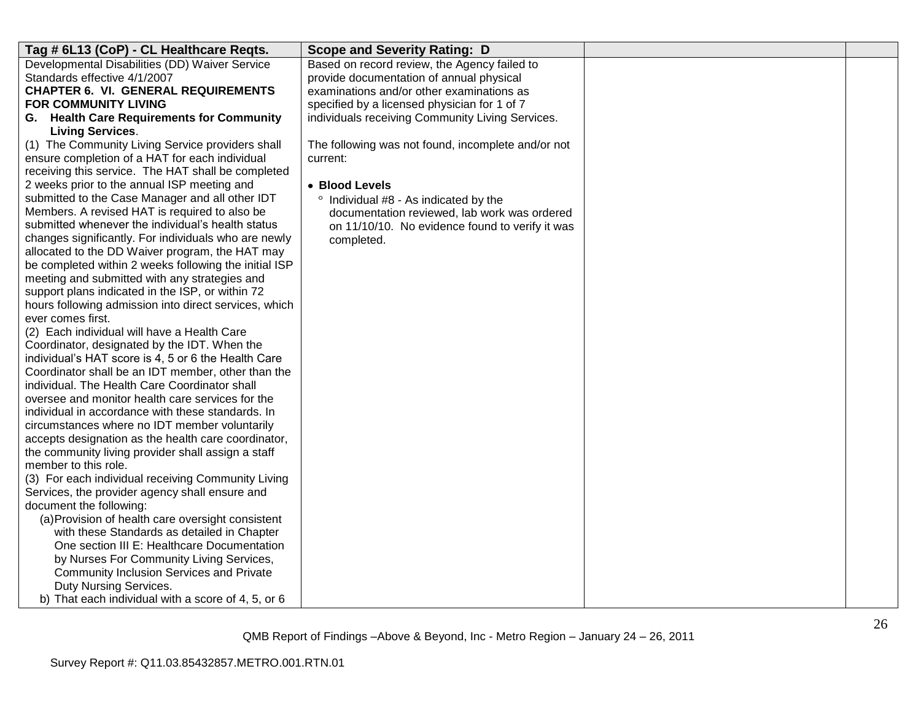| Tag # 6L13 (CoP) - CL Healthcare Reqts. | Scope and Severity Rating: D | | |
|---|---|---|---|
| Developmental Disabilities (DD) Waiver Service Standards effective 4/1/2007<br>**CHAPTER 6. VI. GENERAL REQUIREMENTS FOR COMMUNITY LIVING**<br>**G. Health Care Requirements for Community Living Services**.<br>(1) The Community Living Service providers shall ensure completion of a HAT for each individual receiving this service. The HAT shall be completed 2 weeks prior to the annual ISP meeting and submitted to the Case Manager and all other IDT Members. A revised HAT is required to also be submitted whenever the individual's health status changes significantly. For individuals who are newly allocated to the DD Waiver program, the HAT may be completed within 2 weeks following the initial ISP meeting and submitted with any strategies and support plans indicated in the ISP, or within 72 hours following admission into direct services, which ever comes first.<br>(2) Each individual will have a Health Care Coordinator, designated by the IDT. When the individual's HAT score is 4, 5 or 6 the Health Care Coordinator shall be an IDT member, other than the individual. The Health Care Coordinator shall oversee and monitor health care services for the individual in accordance with these standards. In circumstances where no IDT member voluntarily accepts designation as the health care coordinator, the community living provider shall assign a staff member to this role.<br>(3) For each individual receiving Community Living Services, the provider agency shall ensure and document the following:<br>(a) Provision of health care oversight consistent with these Standards as detailed in Chapter One section III E: Healthcare Documentation by Nurses For Community Living Services, Community Inclusion Services and Private Duty Nursing Services.<br>b) That each individual with a score of 4, 5, or 6 | Based on record review, the Agency failed to provide documentation of annual physical examinations and/or other examinations as specified by a licensed physician for 1 of 7 individuals receiving Community Living Services.<br><br>The following was not found, incomplete and/or not current:<br><br>• **Blood Levels**<br>° Individual #8 - As indicated by the documentation reviewed, lab work was ordered on 11/10/10. No evidence found to verify it was completed. | | |

QMB Report of Findings –Above & Beyond, Inc - Metro Region – January 24 – 26, 2011

Survey Report #: Q11.03.85432857.METRO.001.RTN.01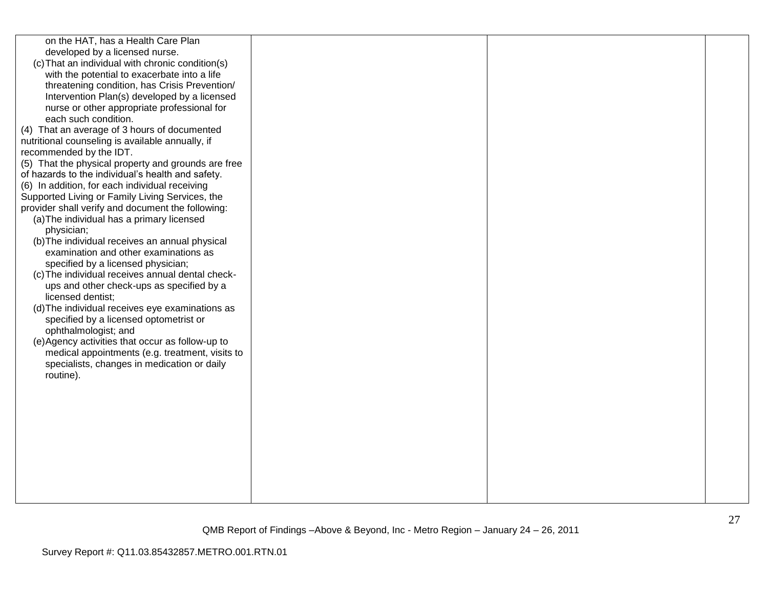| | | | |
|---|---|---|---|
| on the HAT, has a Health Care Plan developed by a licensed nurse.<br>(c) That an individual with chronic condition(s) with the potential to exacerbate into a life threatening condition, has Crisis Prevention/ Intervention Plan(s) developed by a licensed nurse or other appropriate professional for each such condition.<br>(4) That an average of 3 hours of documented nutritional counseling is available annually, if recommended by the IDT.<br>(5) That the physical property and grounds are free of hazards to the individual's health and safety.<br>(6) In addition, for each individual receiving Supported Living or Family Living Services, the provider shall verify and document the following:<br>(a) The individual has a primary licensed physician;<br>(b) The individual receives an annual physical examination and other examinations as specified by a licensed physician;<br>(c) The individual receives annual dental check-ups and other check-ups as specified by a licensed dentist;<br>(d) The individual receives eye examinations as specified by a licensed optometrist or ophthalmologist; and<br>(e) Agency activities that occur as follow-up to medical appointments (e.g. treatment, visits to specialists, changes in medication or daily routine). | | | |

QMB Report of Findings –Above & Beyond, Inc - Metro Region – January 24 – 26, 2011

Survey Report #: Q11.03.85432857.METRO.001.RTN.01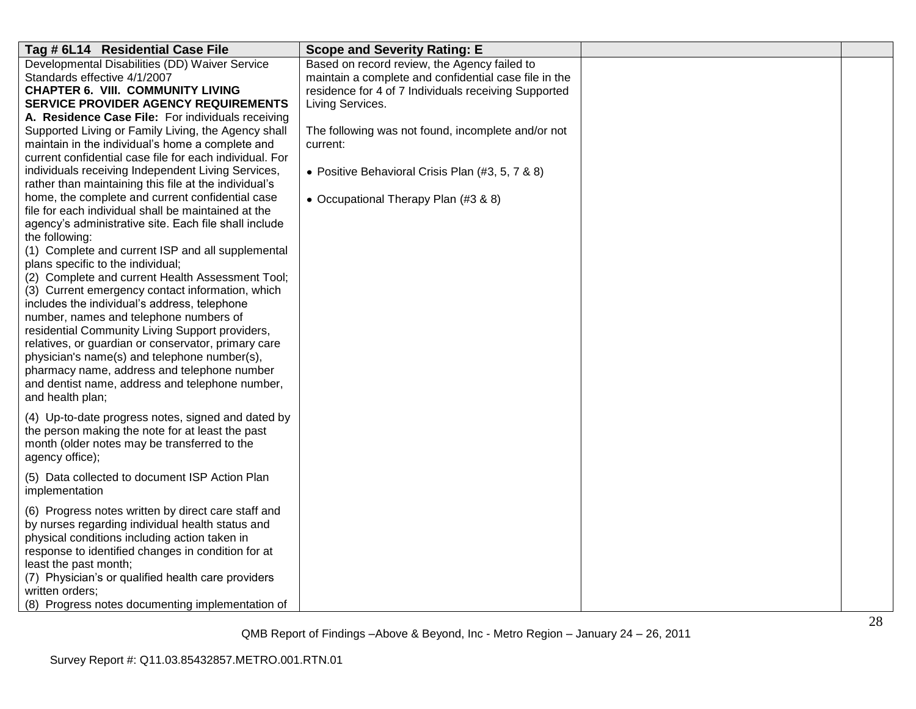| Tag # 6L14 Residential Case File | Scope and Severity Rating: E | | |
|---|---|---|---|
| Developmental Disabilities (DD) Waiver Service Standards effective 4/1/2007<br>**CHAPTER 6. VIII. COMMUNITY LIVING SERVICE PROVIDER AGENCY REQUIREMENTS**<br>**A. Residence Case File:** For individuals receiving Supported Living or Family Living, the Agency shall maintain in the individual's home a complete and current confidential case file for each individual. For individuals receiving Independent Living Services, rather than maintaining this file at the individual's home, the complete and current confidential case file for each individual shall be maintained at the agency's administrative site. Each file shall include the following:<br>(1) Complete and current ISP and all supplemental plans specific to the individual;<br>(2) Complete and current Health Assessment Tool;<br>(3) Current emergency contact information, which includes the individual's address, telephone number, names and telephone numbers of residential Community Living Support providers, relatives, or guardian or conservator, primary care physician's name(s) and telephone number(s), pharmacy name, address and telephone number and dentist name, address and telephone number, and health plan;<br><br>(4) Up-to-date progress notes, signed and dated by the person making the note for at least the past month (older notes may be transferred to the agency office);<br><br>(5) Data collected to document ISP Action Plan implementation<br><br>(6) Progress notes written by direct care staff and by nurses regarding individual health status and physical conditions including action taken in response to identified changes in condition for at least the past month;<br>(7) Physician's or qualified health care providers written orders;<br>(8) Progress notes documenting implementation of | Based on record review, the Agency failed to maintain a complete and confidential case file in the residence for 4 of 7 Individuals receiving Supported Living Services.<br><br>The following was not found, incomplete and/or not current:<br><br>• Positive Behavioral Crisis Plan (#3, 5, 7 & 8)<br><br>• Occupational Therapy Plan (#3 & 8) | | |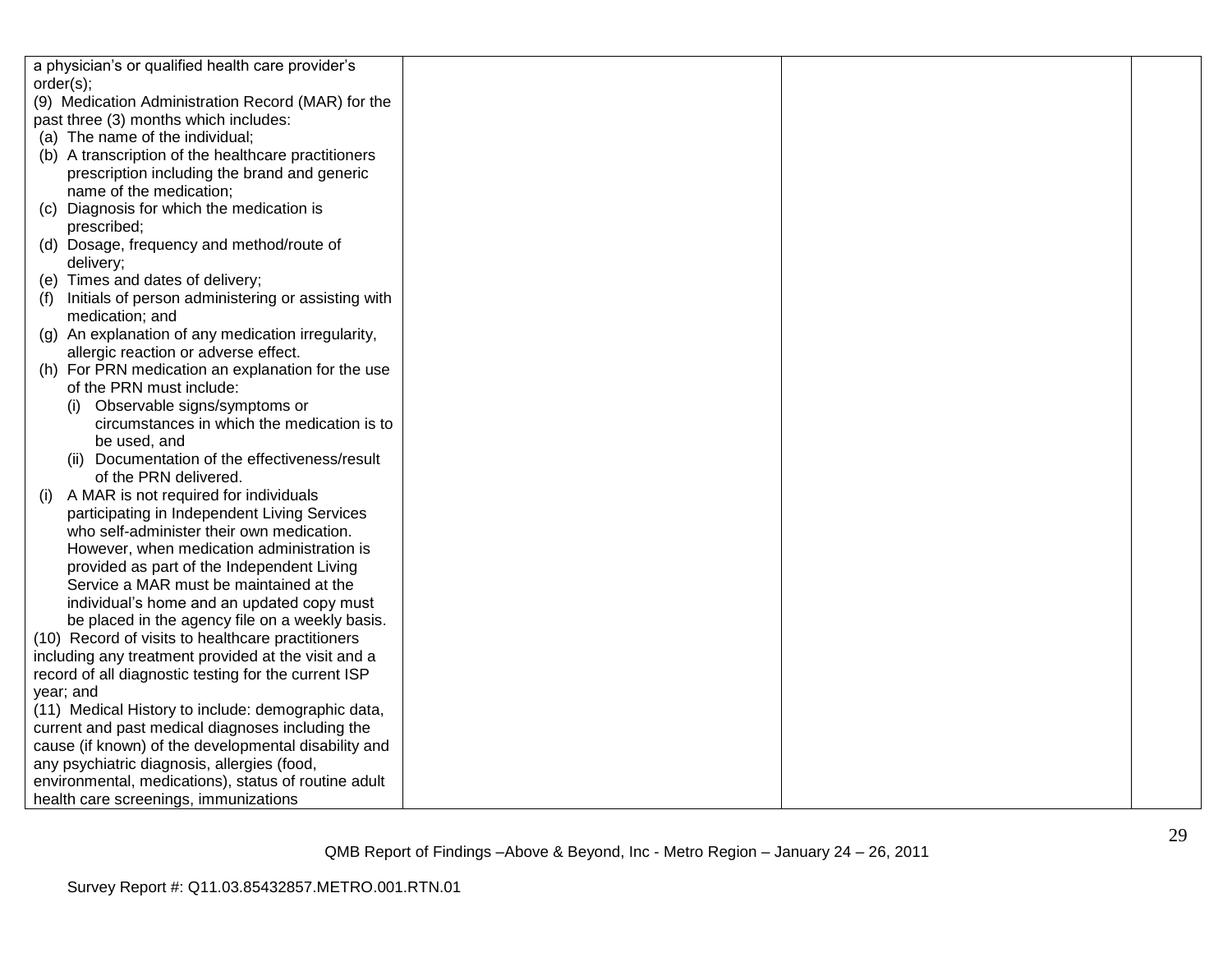| | | | |
|---|---|---|---|
| a physician's or qualified health care provider's order(s);<br>(9) Medication Administration Record (MAR) for the past three (3) months which includes:<br>(a) The name of the individual;<br>(b) A transcription of the healthcare practitioners prescription including the brand and generic name of the medication;<br>(c) Diagnosis for which the medication is prescribed;<br>(d) Dosage, frequency and method/route of delivery;<br>(e) Times and dates of delivery;<br>(f) Initials of person administering or assisting with medication; and<br>(g) An explanation of any medication irregularity, allergic reaction or adverse effect.<br>(h) For PRN medication an explanation for the use of the PRN must include:<br>(i) Observable signs/symptoms or circumstances in which the medication is to be used, and<br>(ii) Documentation of the effectiveness/result of the PRN delivered.<br>(i) A MAR is not required for individuals participating in Independent Living Services who self-administer their own medication. However, when medication administration is provided as part of the Independent Living Service a MAR must be maintained at the individual's home and an updated copy must be placed in the agency file on a weekly basis.<br>(10) Record of visits to healthcare practitioners including any treatment provided at the visit and a record of all diagnostic testing for the current ISP year; and<br>(11) Medical History to include: demographic data, current and past medical diagnoses including the cause (if known) of the developmental disability and any psychiatric diagnosis, allergies (food, environmental, medications), status of routine adult health care screenings, immunizations | | | |

QMB Report of Findings –Above & Beyond, Inc - Metro Region – January 24 – 26, 2011

Survey Report #: Q11.03.85432857.METRO.001.RTN.01